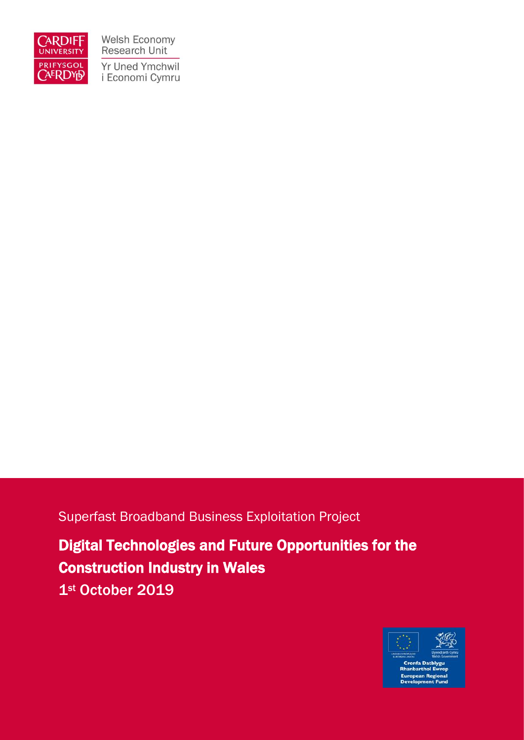Welsh Economy Research Unit

Yr Uned Ymchwil i Economi Cymru

Superfast Broadband Business Exploitation Project

# Digital Technologies and Future Opportunities for the Construction Industry in Wales

1st October 2019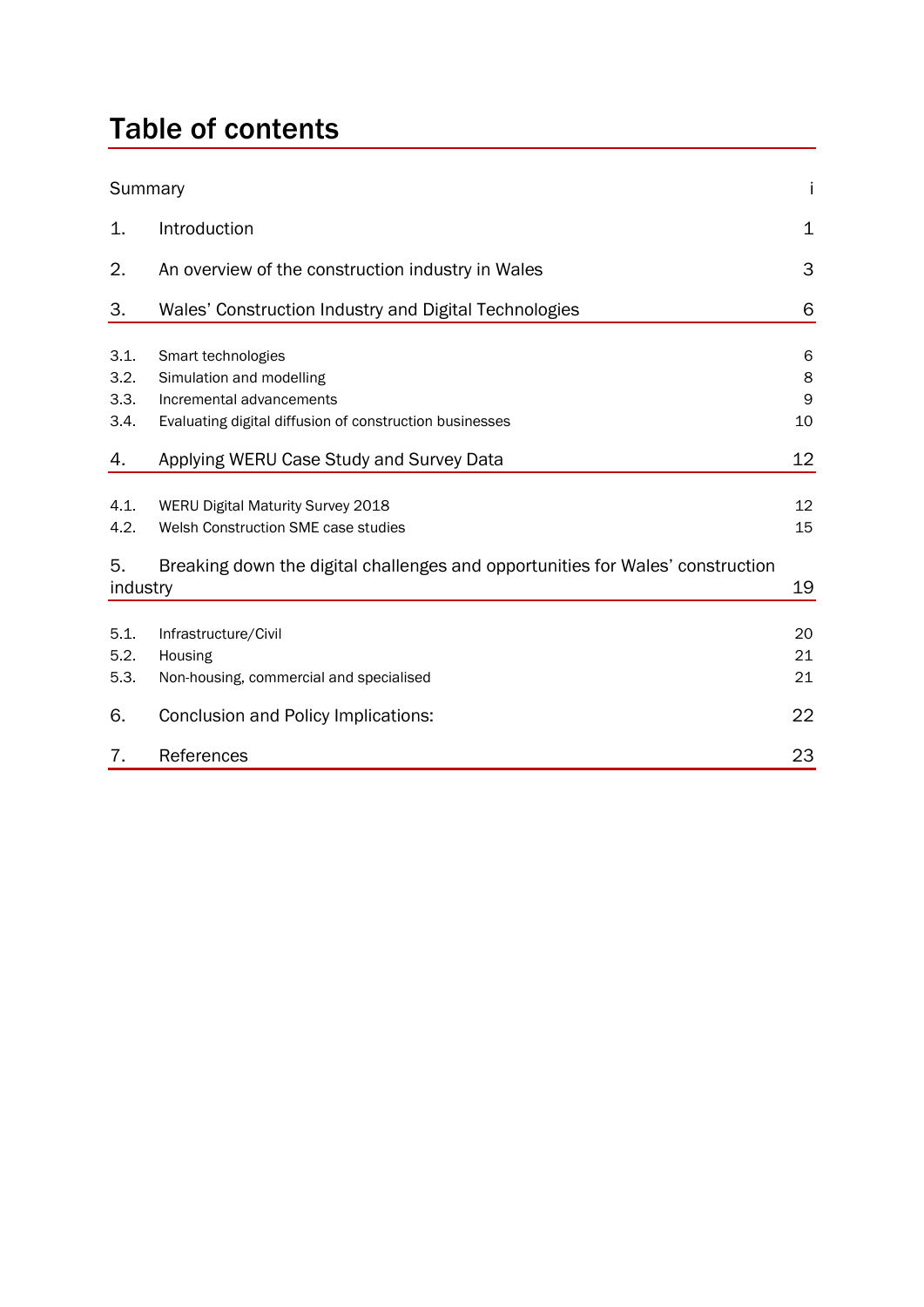# Table of contents

| | | |
|---|---|---|
| Summary | | i |
| 1. | Introduction | 1 |
| 2. | An overview of the construction industry in Wales | 3 |
| 3. | Wales' Construction Industry and Digital Technologies | 6 |
| 3.1. | Smart technologies | 6 |
| 3.2. | Simulation and modelling | 8 |
| 3.3. | Incremental advancements | 9 |
| 3.4. | Evaluating digital diffusion of construction businesses | 10 |
| 4. | Applying WERU Case Study and Survey Data | 12 |
| 4.1. | WERU Digital Maturity Survey 2018 | 12 |
| 4.2. | Welsh Construction SME case studies | 15 |
| 5. | Breaking down the digital challenges and opportunities for Wales' construction industry | 19 |
| 5.1. | Infrastructure/Civil | 20 |
| 5.2. | Housing | 21 |
| 5.3. | Non-housing, commercial and specialised | 21 |
| 6. | Conclusion and Policy Implications: | 22 |
| 7. | References | 23 |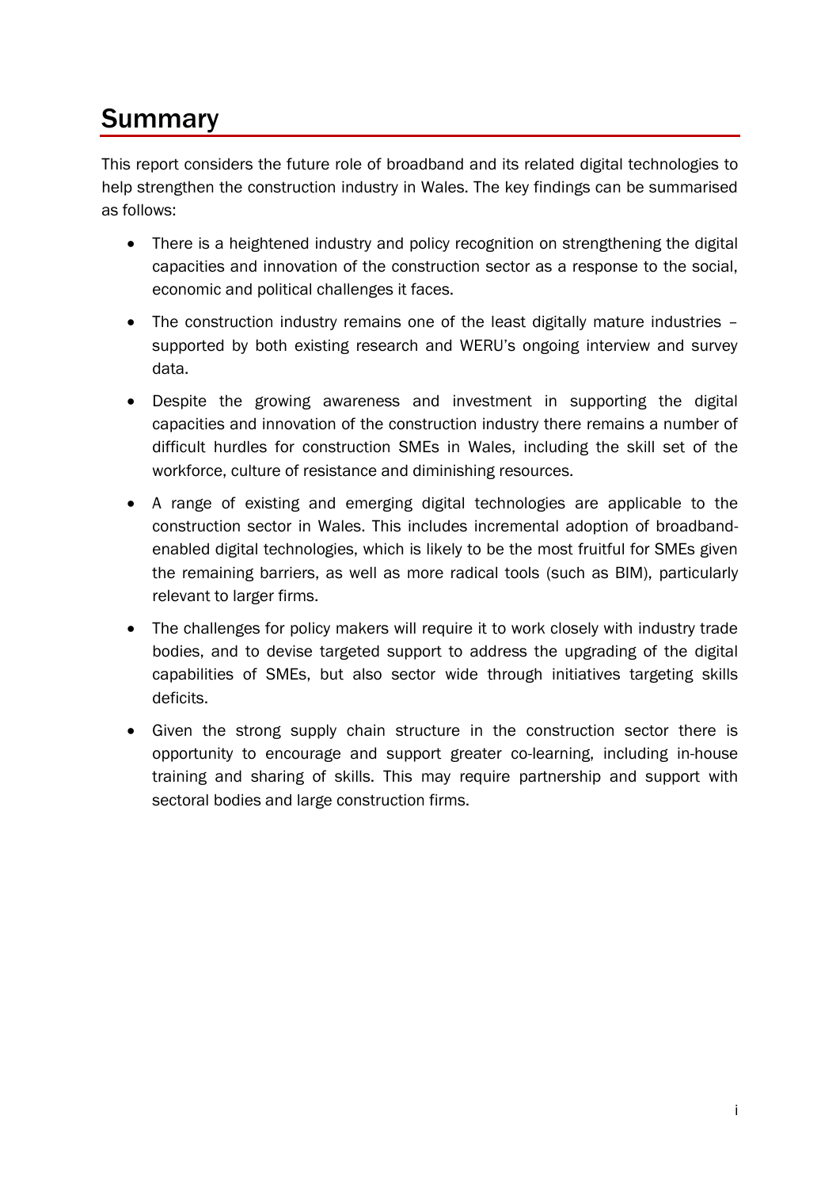# Summary

This report considers the future role of broadband and its related digital technologies to help strengthen the construction industry in Wales. The key findings can be summarised as follows:

- There is a heightened industry and policy recognition on strengthening the digital capacities and innovation of the construction sector as a response to the social, economic and political challenges it faces.
- The construction industry remains one of the least digitally mature industries – supported by both existing research and WERU's ongoing interview and survey data.
- Despite the growing awareness and investment in supporting the digital capacities and innovation of the construction industry there remains a number of difficult hurdles for construction SMEs in Wales, including the skill set of the workforce, culture of resistance and diminishing resources.
- A range of existing and emerging digital technologies are applicable to the construction sector in Wales. This includes incremental adoption of broadband-enabled digital technologies, which is likely to be the most fruitful for SMEs given the remaining barriers, as well as more radical tools (such as BIM), particularly relevant to larger firms.
- The challenges for policy makers will require it to work closely with industry trade bodies, and to devise targeted support to address the upgrading of the digital capabilities of SMEs, but also sector wide through initiatives targeting skills deficits.
- Given the strong supply chain structure in the construction sector there is opportunity to encourage and support greater co-learning, including in-house training and sharing of skills. This may require partnership and support with sectoral bodies and large construction firms.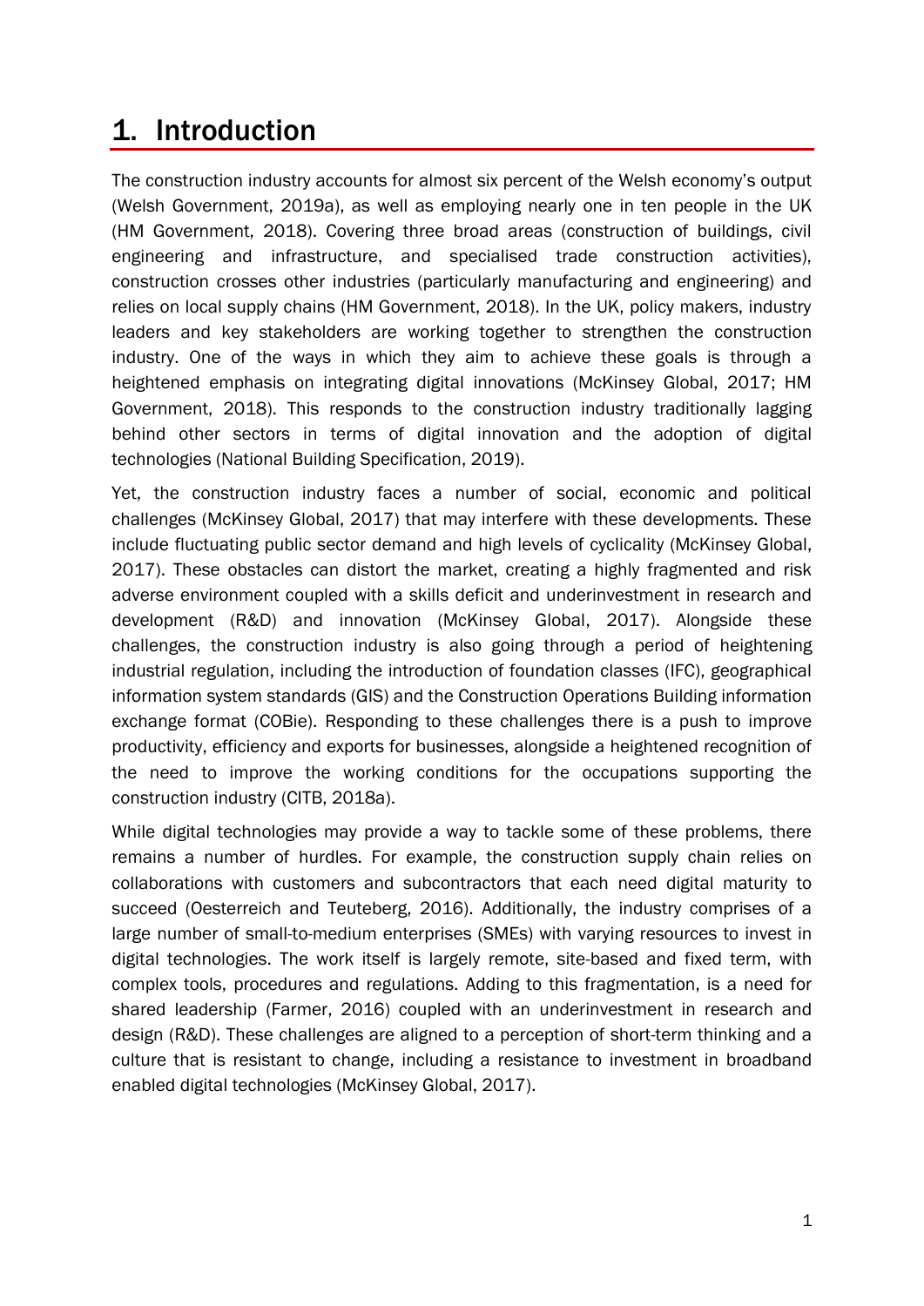# 1. Introduction

The construction industry accounts for almost six percent of the Welsh economy's output (Welsh Government, 2019a), as well as employing nearly one in ten people in the UK (HM Government, 2018). Covering three broad areas (construction of buildings, civil engineering and infrastructure, and specialised trade construction activities), construction crosses other industries (particularly manufacturing and engineering) and relies on local supply chains (HM Government, 2018). In the UK, policy makers, industry leaders and key stakeholders are working together to strengthen the construction industry. One of the ways in which they aim to achieve these goals is through a heightened emphasis on integrating digital innovations (McKinsey Global, 2017; HM Government, 2018). This responds to the construction industry traditionally lagging behind other sectors in terms of digital innovation and the adoption of digital technologies (National Building Specification, 2019).

Yet, the construction industry faces a number of social, economic and political challenges (McKinsey Global, 2017) that may interfere with these developments. These include fluctuating public sector demand and high levels of cyclicality (McKinsey Global, 2017). These obstacles can distort the market, creating a highly fragmented and risk adverse environment coupled with a skills deficit and underinvestment in research and development (R&D) and innovation (McKinsey Global, 2017). Alongside these challenges, the construction industry is also going through a period of heightening industrial regulation, including the introduction of foundation classes (IFC), geographical information system standards (GIS) and the Construction Operations Building information exchange format (COBie). Responding to these challenges there is a push to improve productivity, efficiency and exports for businesses, alongside a heightened recognition of the need to improve the working conditions for the occupations supporting the construction industry (CITB, 2018a).

While digital technologies may provide a way to tackle some of these problems, there remains a number of hurdles. For example, the construction supply chain relies on collaborations with customers and subcontractors that each need digital maturity to succeed (Oesterreich and Teuteberg, 2016). Additionally, the industry comprises of a large number of small-to-medium enterprises (SMEs) with varying resources to invest in digital technologies. The work itself is largely remote, site-based and fixed term, with complex tools, procedures and regulations. Adding to this fragmentation, is a need for shared leadership (Farmer, 2016) coupled with an underinvestment in research and design (R&D). These challenges are aligned to a perception of short-term thinking and a culture that is resistant to change, including a resistance to investment in broadband enabled digital technologies (McKinsey Global, 2017).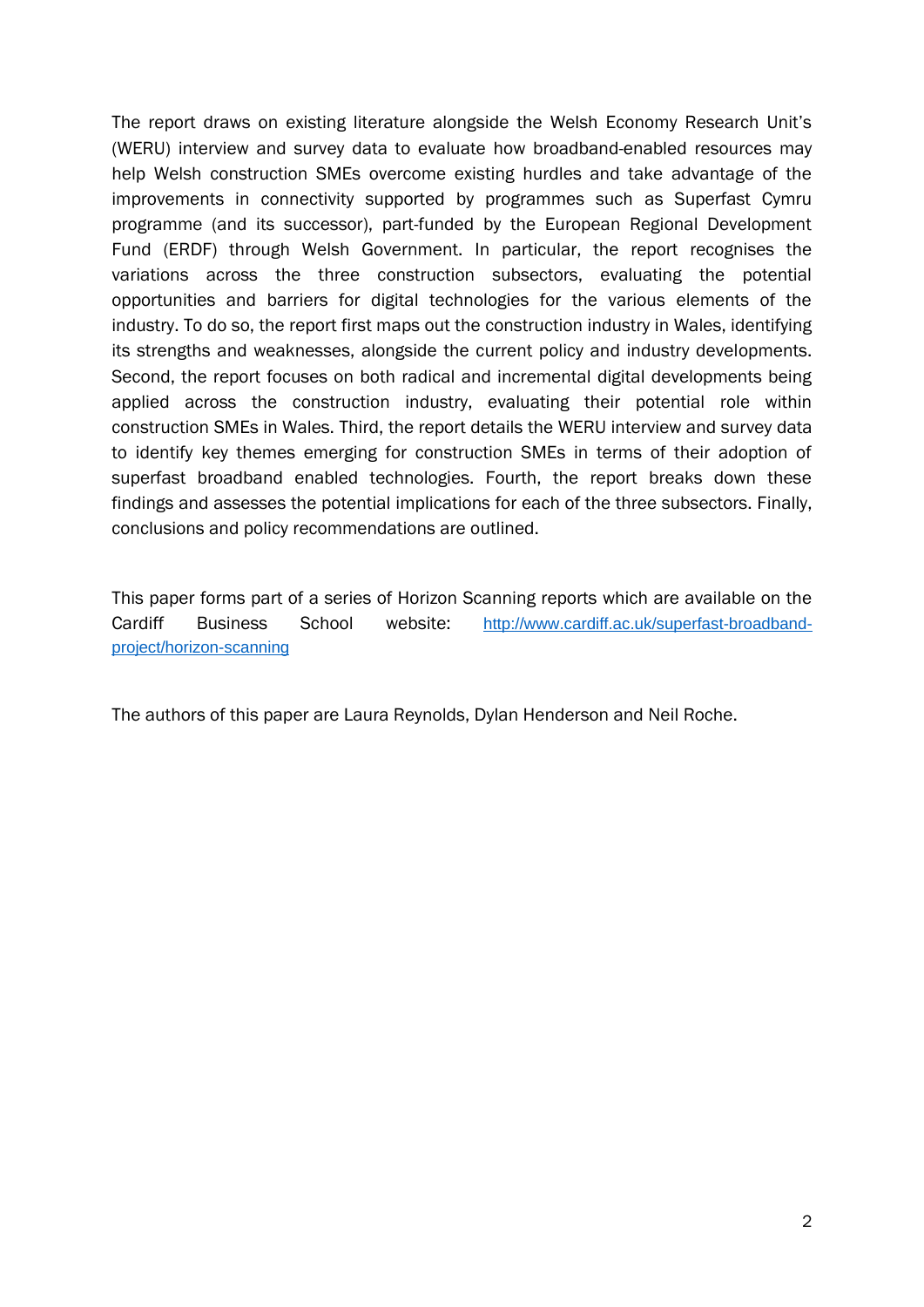The report draws on existing literature alongside the Welsh Economy Research Unit's (WERU) interview and survey data to evaluate how broadband-enabled resources may help Welsh construction SMEs overcome existing hurdles and take advantage of the improvements in connectivity supported by programmes such as Superfast Cymru programme (and its successor), part-funded by the European Regional Development Fund (ERDF) through Welsh Government. In particular, the report recognises the variations across the three construction subsectors, evaluating the potential opportunities and barriers for digital technologies for the various elements of the industry. To do so, the report first maps out the construction industry in Wales, identifying its strengths and weaknesses, alongside the current policy and industry developments. Second, the report focuses on both radical and incremental digital developments being applied across the construction industry, evaluating their potential role within construction SMEs in Wales. Third, the report details the WERU interview and survey data to identify key themes emerging for construction SMEs in terms of their adoption of superfast broadband enabled technologies. Fourth, the report breaks down these findings and assesses the potential implications for each of the three subsectors. Finally, conclusions and policy recommendations are outlined.

This paper forms part of a series of Horizon Scanning reports which are available on the Cardiff Business School website: [http://www.cardiff.ac.uk/superfast-broadband-project/horizon-scanning](http://www.cardiff.ac.uk/superfast-broadband-project/horizon-scanning)

The authors of this paper are Laura Reynolds, Dylan Henderson and Neil Roche.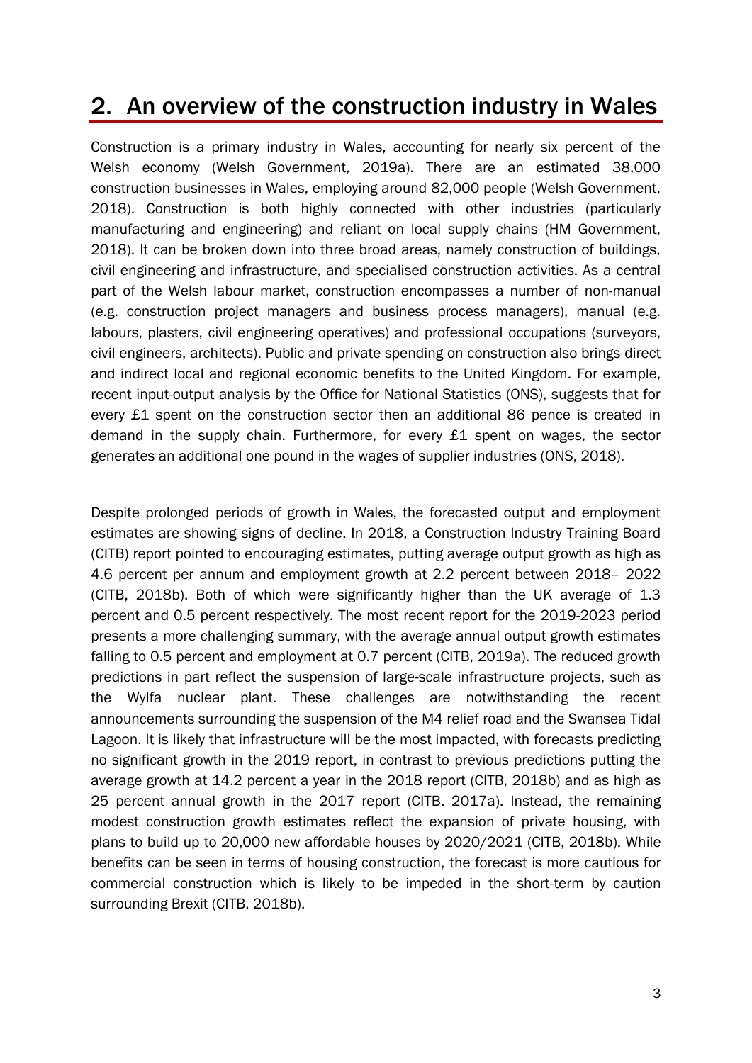## 2. An overview of the construction industry in Wales

Construction is a primary industry in Wales, accounting for nearly six percent of the Welsh economy (Welsh Government, 2019a). There are an estimated 38,000 construction businesses in Wales, employing around 82,000 people (Welsh Government, 2018). Construction is both highly connected with other industries (particularly manufacturing and engineering) and reliant on local supply chains (HM Government, 2018). It can be broken down into three broad areas, namely construction of buildings, civil engineering and infrastructure, and specialised construction activities. As a central part of the Welsh labour market, construction encompasses a number of non-manual (e.g. construction project managers and business process managers), manual (e.g. labours, plasters, civil engineering operatives) and professional occupations (surveyors, civil engineers, architects). Public and private spending on construction also brings direct and indirect local and regional economic benefits to the United Kingdom. For example, recent input-output analysis by the Office for National Statistics (ONS), suggests that for every £1 spent on the construction sector then an additional 86 pence is created in demand in the supply chain. Furthermore, for every £1 spent on wages, the sector generates an additional one pound in the wages of supplier industries (ONS, 2018).

Despite prolonged periods of growth in Wales, the forecasted output and employment estimates are showing signs of decline. In 2018, a Construction Industry Training Board (CITB) report pointed to encouraging estimates, putting average output growth as high as 4.6 percent per annum and employment growth at 2.2 percent between 2018– 2022 (CITB, 2018b). Both of which were significantly higher than the UK average of 1.3 percent and 0.5 percent respectively. The most recent report for the 2019-2023 period presents a more challenging summary, with the average annual output growth estimates falling to 0.5 percent and employment at 0.7 percent (CITB, 2019a). The reduced growth predictions in part reflect the suspension of large-scale infrastructure projects, such as the Wylfa nuclear plant. These challenges are notwithstanding the recent announcements surrounding the suspension of the M4 relief road and the Swansea Tidal Lagoon. It is likely that infrastructure will be the most impacted, with forecasts predicting no significant growth in the 2019 report, in contrast to previous predictions putting the average growth at 14.2 percent a year in the 2018 report (CITB, 2018b) and as high as 25 percent annual growth in the 2017 report (CITB. 2017a). Instead, the remaining modest construction growth estimates reflect the expansion of private housing, with plans to build up to 20,000 new affordable houses by 2020/2021 (CITB, 2018b). While benefits can be seen in terms of housing construction, the forecast is more cautious for commercial construction which is likely to be impeded in the short-term by caution surrounding Brexit (CITB, 2018b).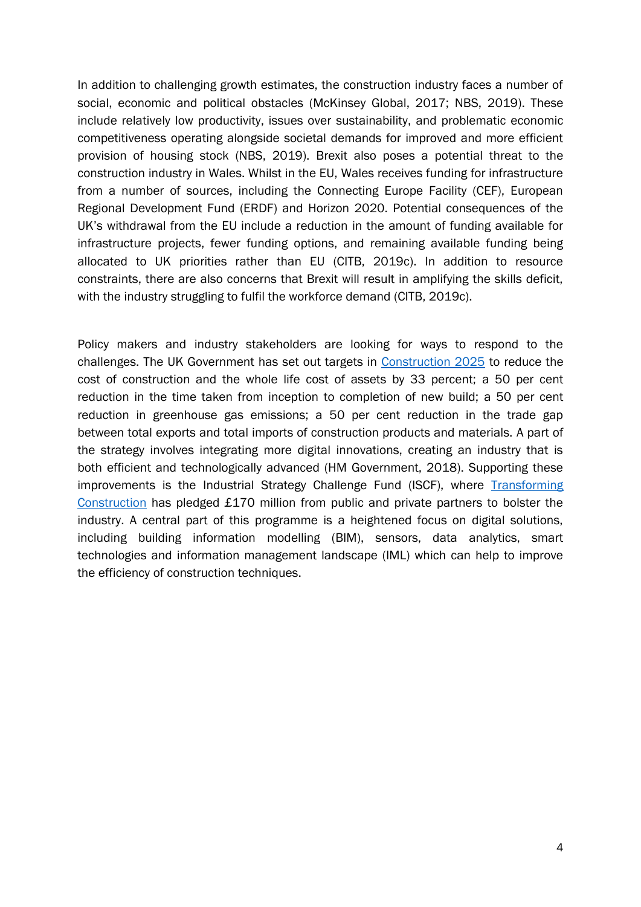In addition to challenging growth estimates, the construction industry faces a number of social, economic and political obstacles (McKinsey Global, 2017; NBS, 2019). These include relatively low productivity, issues over sustainability, and problematic economic competitiveness operating alongside societal demands for improved and more efficient provision of housing stock (NBS, 2019). Brexit also poses a potential threat to the construction industry in Wales. Whilst in the EU, Wales receives funding for infrastructure from a number of sources, including the Connecting Europe Facility (CEF), European Regional Development Fund (ERDF) and Horizon 2020. Potential consequences of the UK's withdrawal from the EU include a reduction in the amount of funding available for infrastructure projects, fewer funding options, and remaining available funding being allocated to UK priorities rather than EU (CITB, 2019c). In addition to resource constraints, there are also concerns that Brexit will result in amplifying the skills deficit, with the industry struggling to fulfil the workforce demand (CITB, 2019c).

Policy makers and industry stakeholders are looking for ways to respond to the challenges. The UK Government has set out targets in Construction 2025 to reduce the cost of construction and the whole life cost of assets by 33 percent; a 50 per cent reduction in the time taken from inception to completion of new build; a 50 per cent reduction in greenhouse gas emissions; a 50 per cent reduction in the trade gap between total exports and total imports of construction products and materials. A part of the strategy involves integrating more digital innovations, creating an industry that is both efficient and technologically advanced (HM Government, 2018). Supporting these improvements is the Industrial Strategy Challenge Fund (ISCF), where Transforming Construction has pledged £170 million from public and private partners to bolster the industry. A central part of this programme is a heightened focus on digital solutions, including building information modelling (BIM), sensors, data analytics, smart technologies and information management landscape (IML) which can help to improve the efficiency of construction techniques.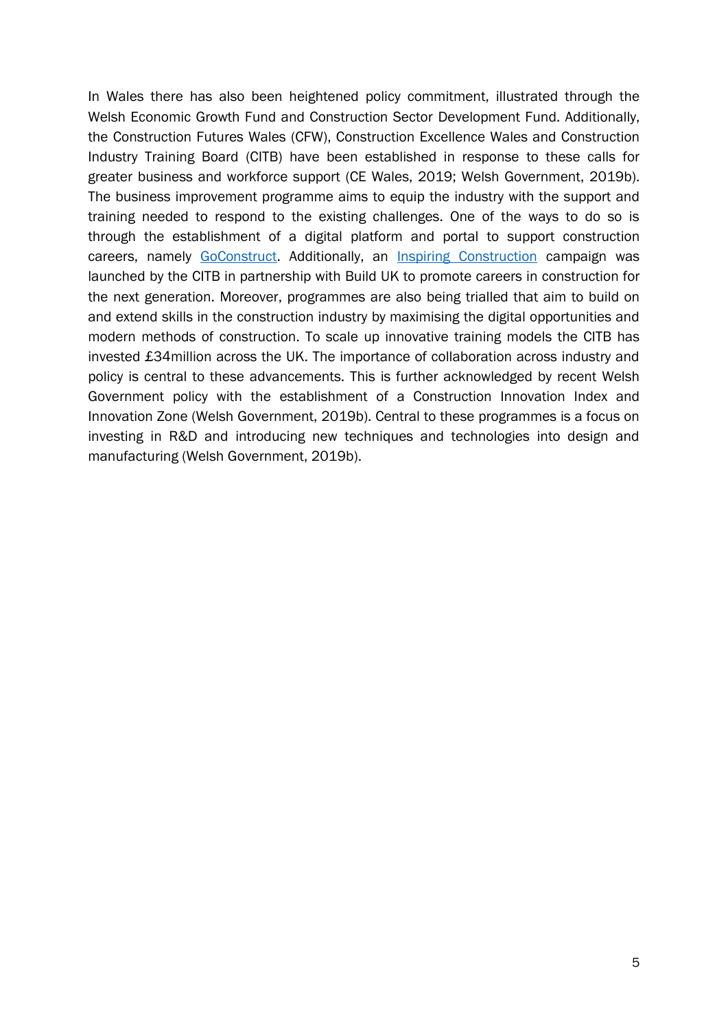In Wales there has also been heightened policy commitment, illustrated through the Welsh Economic Growth Fund and Construction Sector Development Fund. Additionally, the Construction Futures Wales (CFW), Construction Excellence Wales and Construction Industry Training Board (CITB) have been established in response to these calls for greater business and workforce support (CE Wales, 2019; Welsh Government, 2019b). The business improvement programme aims to equip the industry with the support and training needed to respond to the existing challenges. One of the ways to do so is through the establishment of a digital platform and portal to support construction careers, namely GoConstruct. Additionally, an Inspiring Construction campaign was launched by the CITB in partnership with Build UK to promote careers in construction for the next generation. Moreover, programmes are also being trialled that aim to build on and extend skills in the construction industry by maximising the digital opportunities and modern methods of construction. To scale up innovative training models the CITB has invested £34million across the UK. The importance of collaboration across industry and policy is central to these advancements. This is further acknowledged by recent Welsh Government policy with the establishment of a Construction Innovation Index and Innovation Zone (Welsh Government, 2019b). Central to these programmes is a focus on investing in R&D and introducing new techniques and technologies into design and manufacturing (Welsh Government, 2019b).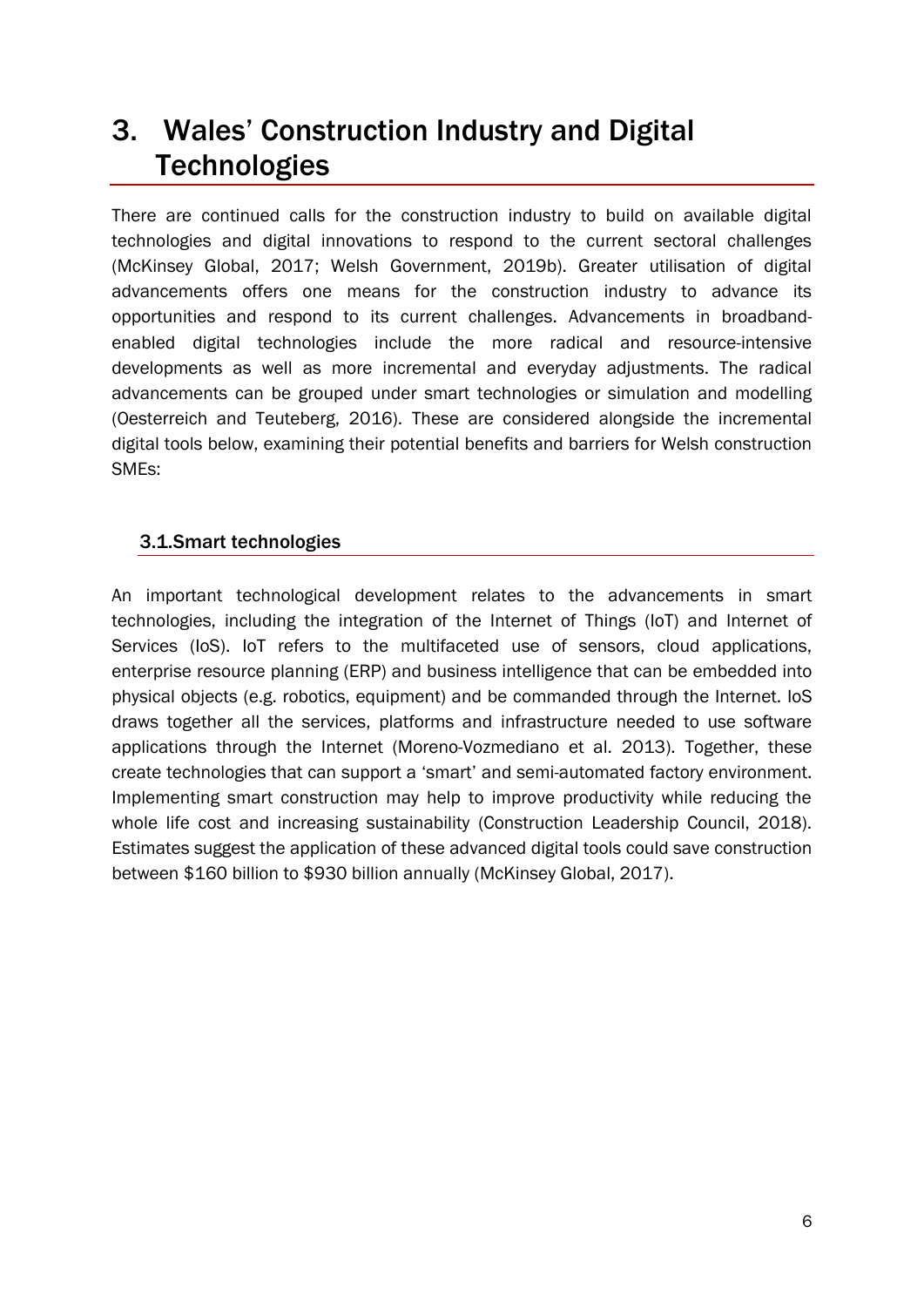# 3. Wales' Construction Industry and Digital Technologies

There are continued calls for the construction industry to build on available digital technologies and digital innovations to respond to the current sectoral challenges (McKinsey Global, 2017; Welsh Government, 2019b). Greater utilisation of digital advancements offers one means for the construction industry to advance its opportunities and respond to its current challenges. Advancements in broadband-enabled digital technologies include the more radical and resource-intensive developments as well as more incremental and everyday adjustments. The radical advancements can be grouped under smart technologies or simulation and modelling (Oesterreich and Teuteberg, 2016). These are considered alongside the incremental digital tools below, examining their potential benefits and barriers for Welsh construction SMEs:

## 3.1.Smart technologies

An important technological development relates to the advancements in smart technologies, including the integration of the Internet of Things (IoT) and Internet of Services (IoS). IoT refers to the multifaceted use of sensors, cloud applications, enterprise resource planning (ERP) and business intelligence that can be embedded into physical objects (e.g. robotics, equipment) and be commanded through the Internet. IoS draws together all the services, platforms and infrastructure needed to use software applications through the Internet (Moreno-Vozmediano et al. 2013). Together, these create technologies that can support a 'smart' and semi-automated factory environment. Implementing smart construction may help to improve productivity while reducing the whole life cost and increasing sustainability (Construction Leadership Council, 2018). Estimates suggest the application of these advanced digital tools could save construction between $160 billion to $930 billion annually (McKinsey Global, 2017).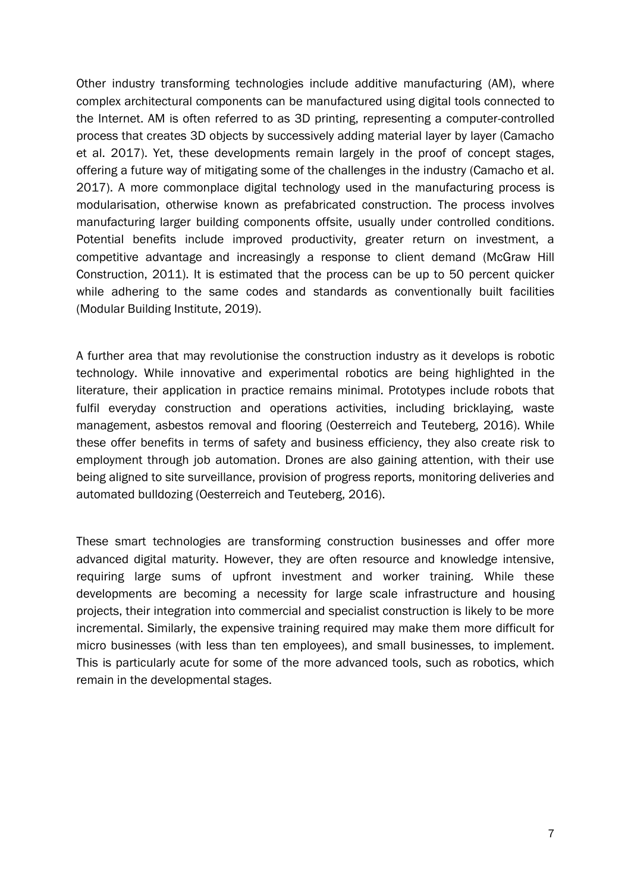Other industry transforming technologies include additive manufacturing (AM), where complex architectural components can be manufactured using digital tools connected to the Internet. AM is often referred to as 3D printing, representing a computer-controlled process that creates 3D objects by successively adding material layer by layer (Camacho et al. 2017). Yet, these developments remain largely in the proof of concept stages, offering a future way of mitigating some of the challenges in the industry (Camacho et al. 2017). A more commonplace digital technology used in the manufacturing process is modularisation, otherwise known as prefabricated construction. The process involves manufacturing larger building components offsite, usually under controlled conditions. Potential benefits include improved productivity, greater return on investment, a competitive advantage and increasingly a response to client demand (McGraw Hill Construction, 2011). It is estimated that the process can be up to 50 percent quicker while adhering to the same codes and standards as conventionally built facilities (Modular Building Institute, 2019).

A further area that may revolutionise the construction industry as it develops is robotic technology. While innovative and experimental robotics are being highlighted in the literature, their application in practice remains minimal. Prototypes include robots that fulfil everyday construction and operations activities, including bricklaying, waste management, asbestos removal and flooring (Oesterreich and Teuteberg, 2016). While these offer benefits in terms of safety and business efficiency, they also create risk to employment through job automation. Drones are also gaining attention, with their use being aligned to site surveillance, provision of progress reports, monitoring deliveries and automated bulldozing (Oesterreich and Teuteberg, 2016).

These smart technologies are transforming construction businesses and offer more advanced digital maturity. However, they are often resource and knowledge intensive, requiring large sums of upfront investment and worker training. While these developments are becoming a necessity for large scale infrastructure and housing projects, their integration into commercial and specialist construction is likely to be more incremental. Similarly, the expensive training required may make them more difficult for micro businesses (with less than ten employees), and small businesses, to implement. This is particularly acute for some of the more advanced tools, such as robotics, which remain in the developmental stages.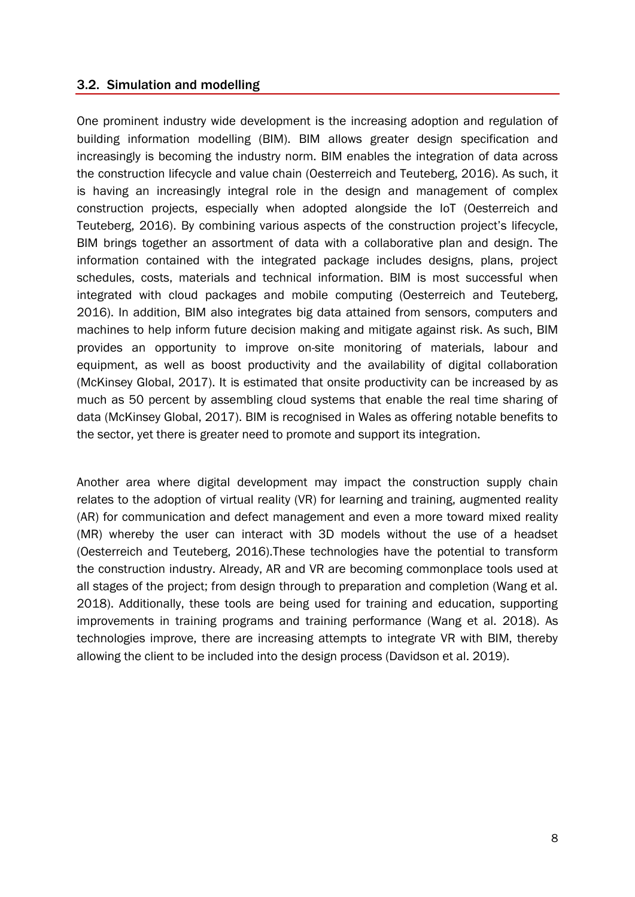## 3.2. Simulation and modelling

One prominent industry wide development is the increasing adoption and regulation of building information modelling (BIM). BIM allows greater design specification and increasingly is becoming the industry norm. BIM enables the integration of data across the construction lifecycle and value chain (Oesterreich and Teuteberg, 2016). As such, it is having an increasingly integral role in the design and management of complex construction projects, especially when adopted alongside the IoT (Oesterreich and Teuteberg, 2016). By combining various aspects of the construction project's lifecycle, BIM brings together an assortment of data with a collaborative plan and design. The information contained with the integrated package includes designs, plans, project schedules, costs, materials and technical information. BIM is most successful when integrated with cloud packages and mobile computing (Oesterreich and Teuteberg, 2016). In addition, BIM also integrates big data attained from sensors, computers and machines to help inform future decision making and mitigate against risk. As such, BIM provides an opportunity to improve on-site monitoring of materials, labour and equipment, as well as boost productivity and the availability of digital collaboration (McKinsey Global, 2017). It is estimated that onsite productivity can be increased by as much as 50 percent by assembling cloud systems that enable the real time sharing of data (McKinsey Global, 2017). BIM is recognised in Wales as offering notable benefits to the sector, yet there is greater need to promote and support its integration.

Another area where digital development may impact the construction supply chain relates to the adoption of virtual reality (VR) for learning and training, augmented reality (AR) for communication and defect management and even a more toward mixed reality (MR) whereby the user can interact with 3D models without the use of a headset (Oesterreich and Teuteberg, 2016).These technologies have the potential to transform the construction industry. Already, AR and VR are becoming commonplace tools used at all stages of the project; from design through to preparation and completion (Wang et al. 2018). Additionally, these tools are being used for training and education, supporting improvements in training programs and training performance (Wang et al. 2018). As technologies improve, there are increasing attempts to integrate VR with BIM, thereby allowing the client to be included into the design process (Davidson et al. 2019).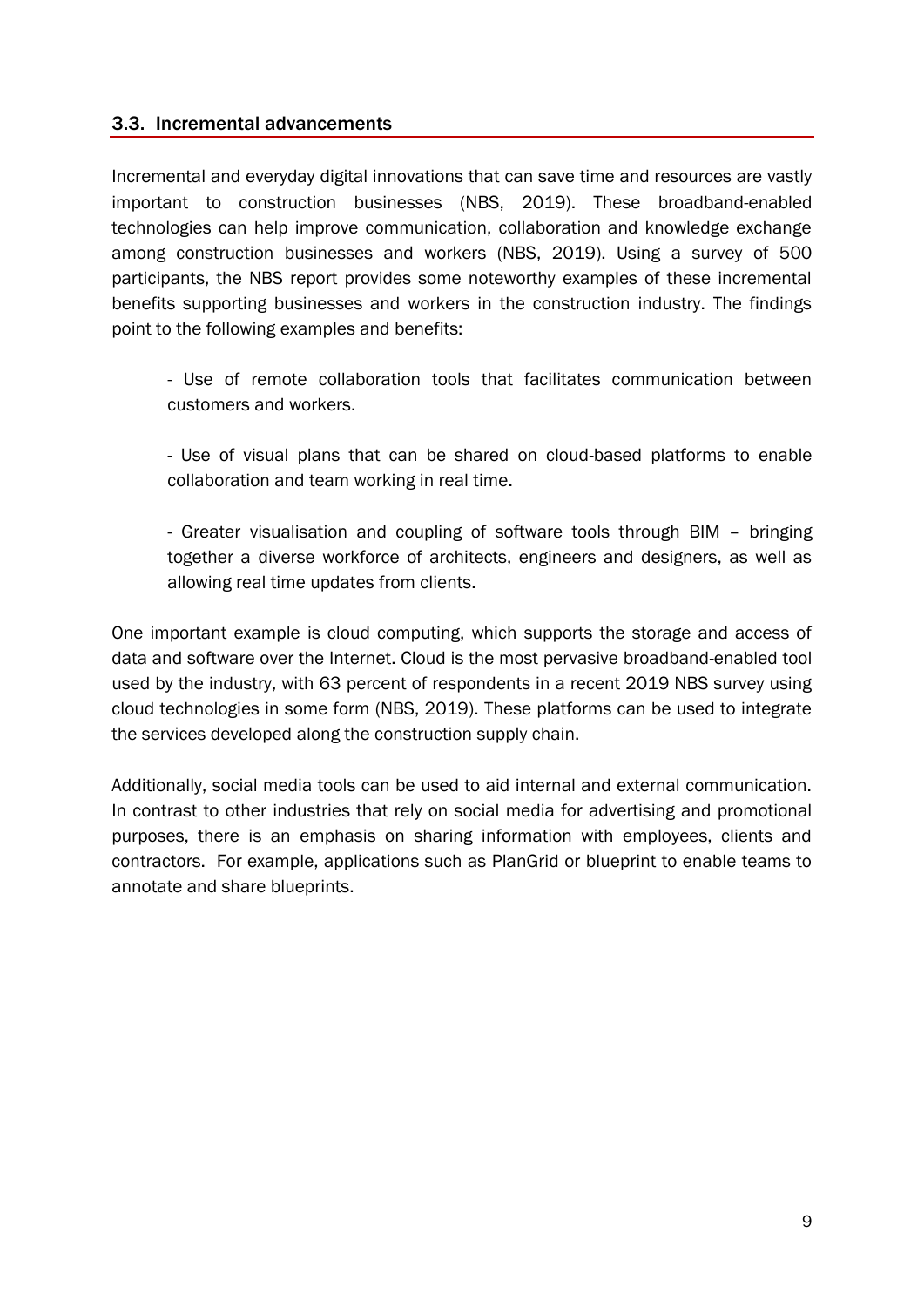### 3.3. Incremental advancements

Incremental and everyday digital innovations that can save time and resources are vastly important to construction businesses (NBS, 2019). These broadband-enabled technologies can help improve communication, collaboration and knowledge exchange among construction businesses and workers (NBS, 2019). Using a survey of 500 participants, the NBS report provides some noteworthy examples of these incremental benefits supporting businesses and workers in the construction industry. The findings point to the following examples and benefits:

- Use of remote collaboration tools that facilitates communication between customers and workers.

- Use of visual plans that can be shared on cloud-based platforms to enable collaboration and team working in real time.

- Greater visualisation and coupling of software tools through BIM – bringing together a diverse workforce of architects, engineers and designers, as well as allowing real time updates from clients.

One important example is cloud computing, which supports the storage and access of data and software over the Internet. Cloud is the most pervasive broadband-enabled tool used by the industry, with 63 percent of respondents in a recent 2019 NBS survey using cloud technologies in some form (NBS, 2019). These platforms can be used to integrate the services developed along the construction supply chain.

Additionally, social media tools can be used to aid internal and external communication. In contrast to other industries that rely on social media for advertising and promotional purposes, there is an emphasis on sharing information with employees, clients and contractors. For example, applications such as PlanGrid or blueprint to enable teams to annotate and share blueprints.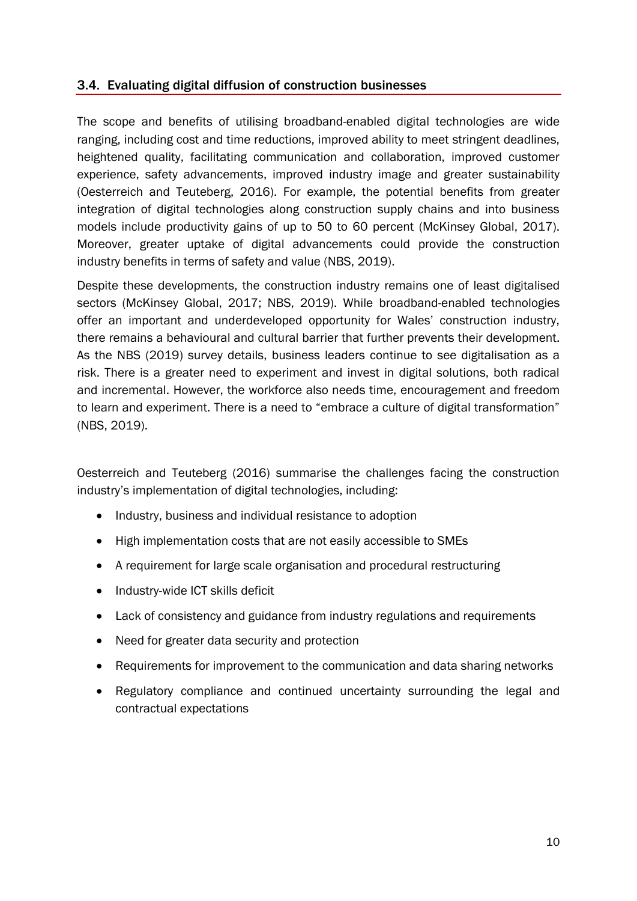## 3.4. Evaluating digital diffusion of construction businesses

The scope and benefits of utilising broadband-enabled digital technologies are wide ranging, including cost and time reductions, improved ability to meet stringent deadlines, heightened quality, facilitating communication and collaboration, improved customer experience, safety advancements, improved industry image and greater sustainability (Oesterreich and Teuteberg, 2016). For example, the potential benefits from greater integration of digital technologies along construction supply chains and into business models include productivity gains of up to 50 to 60 percent (McKinsey Global, 2017). Moreover, greater uptake of digital advancements could provide the construction industry benefits in terms of safety and value (NBS, 2019).

Despite these developments, the construction industry remains one of least digitalised sectors (McKinsey Global, 2017; NBS, 2019). While broadband-enabled technologies offer an important and underdeveloped opportunity for Wales' construction industry, there remains a behavioural and cultural barrier that further prevents their development. As the NBS (2019) survey details, business leaders continue to see digitalisation as a risk. There is a greater need to experiment and invest in digital solutions, both radical and incremental. However, the workforce also needs time, encouragement and freedom to learn and experiment. There is a need to "embrace a culture of digital transformation" (NBS, 2019).

Oesterreich and Teuteberg (2016) summarise the challenges facing the construction industry's implementation of digital technologies, including:

- Industry, business and individual resistance to adoption
- High implementation costs that are not easily accessible to SMEs
- A requirement for large scale organisation and procedural restructuring
- Industry-wide ICT skills deficit
- Lack of consistency and guidance from industry regulations and requirements
- Need for greater data security and protection
- Requirements for improvement to the communication and data sharing networks
- Regulatory compliance and continued uncertainty surrounding the legal and contractual expectations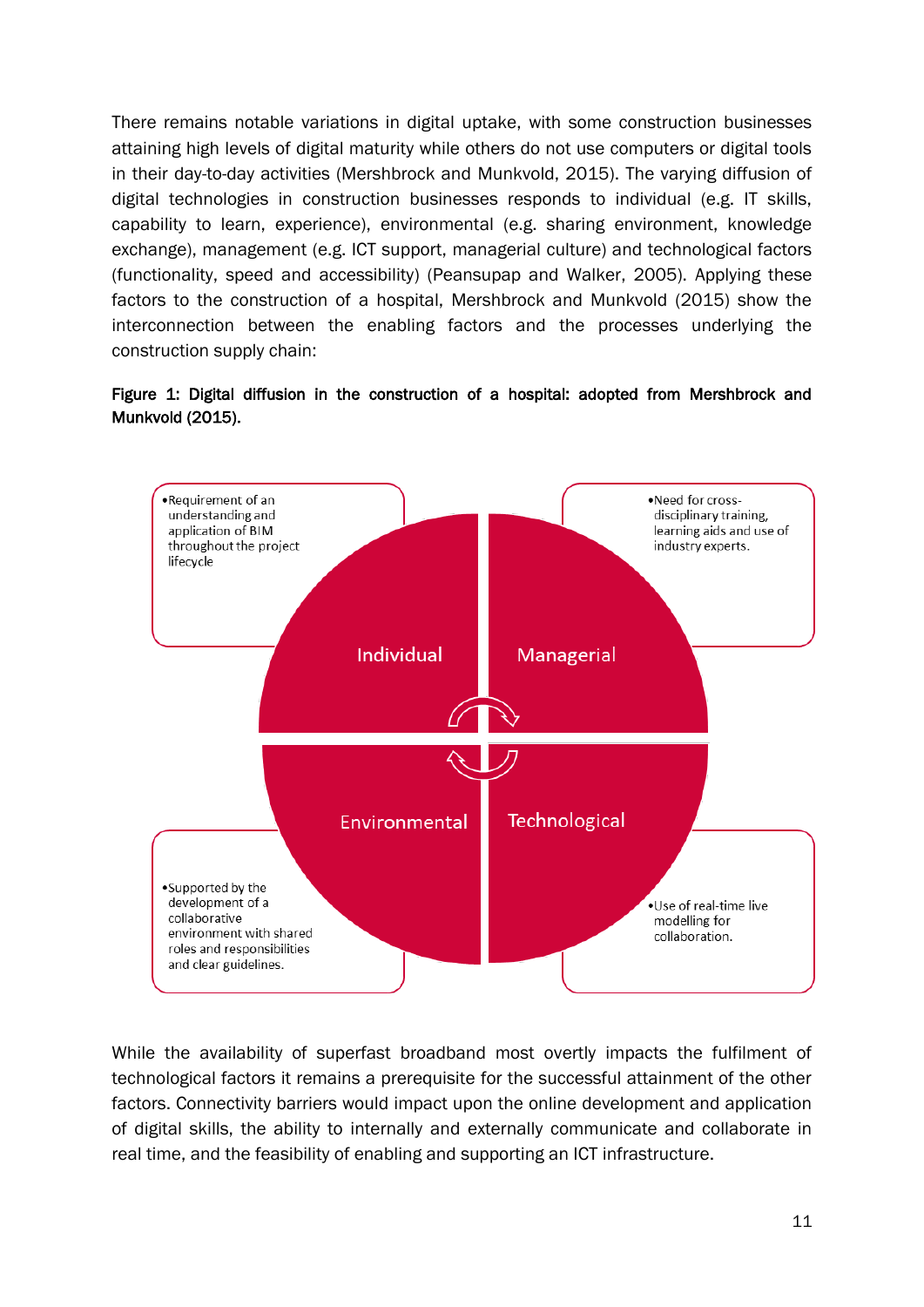There remains notable variations in digital uptake, with some construction businesses attaining high levels of digital maturity while others do not use computers or digital tools in their day-to-day activities (Mershbrock and Munkvold, 2015). The varying diffusion of digital technologies in construction businesses responds to individual (e.g. IT skills, capability to learn, experience), environmental (e.g. sharing environment, knowledge exchange), management (e.g. ICT support, managerial culture) and technological factors (functionality, speed and accessibility) (Peansupap and Walker, 2005). Applying these factors to the construction of a hospital, Mershbrock and Munkvold (2015) show the interconnection between the enabling factors and the processes underlying the construction supply chain:

**Figure 1: Digital diffusion in the construction of a hospital: adopted from Mershbrock and Munkvold (2015).**

- Requirement of an understanding and application of BIM throughout the project lifecycle

Individual

- Need for cross-disciplinary training, learning aids and use of industry experts.

Managerial

Environmental

Technological

- Supported by the development of a collaborative environment with shared roles and responsibilities and clear guidelines.

- Use of real-time live modelling for collaboration.

While the availability of superfast broadband most overtly impacts the fulfilment of technological factors it remains a prerequisite for the successful attainment of the other factors. Connectivity barriers would impact upon the online development and application of digital skills, the ability to internally and externally communicate and collaborate in real time, and the feasibility of enabling and supporting an ICT infrastructure.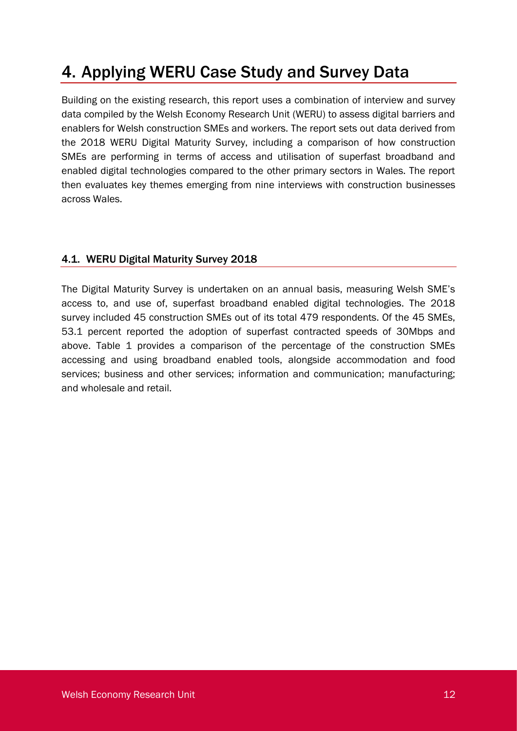# 4. Applying WERU Case Study and Survey Data

Building on the existing research, this report uses a combination of interview and survey data compiled by the Welsh Economy Research Unit (WERU) to assess digital barriers and enablers for Welsh construction SMEs and workers. The report sets out data derived from the 2018 WERU Digital Maturity Survey, including a comparison of how construction SMEs are performing in terms of access and utilisation of superfast broadband and enabled digital technologies compared to the other primary sectors in Wales. The report then evaluates key themes emerging from nine interviews with construction businesses across Wales.

## 4.1. WERU Digital Maturity Survey 2018

The Digital Maturity Survey is undertaken on an annual basis, measuring Welsh SME's access to, and use of, superfast broadband enabled digital technologies. The 2018 survey included 45 construction SMEs out of its total 479 respondents. Of the 45 SMEs, 53.1 percent reported the adoption of superfast contracted speeds of 30Mbps and above. Table 1 provides a comparison of the percentage of the construction SMEs accessing and using broadband enabled tools, alongside accommodation and food services; business and other services; information and communication; manufacturing; and wholesale and retail.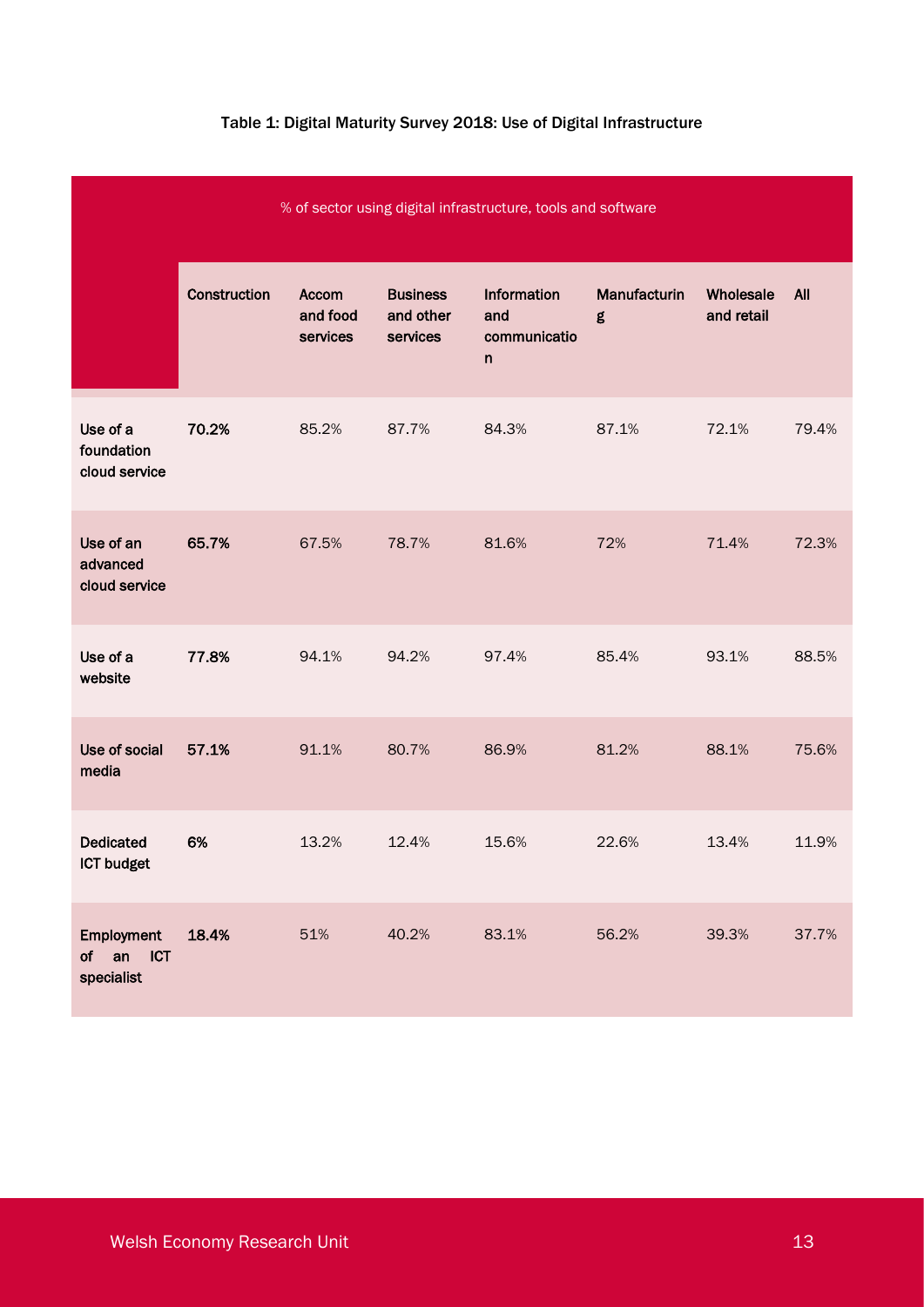Table 1: Digital Maturity Survey 2018: Use of Digital Infrastructure

| % of sector using digital infrastructure, tools and software | | | | | | | |
|---|---|---|---|---|---|---|---|
| | **Construction** | **Accom and food services** | **Business and other services** | **Information and communication** | **Manufacturing** | **Wholesale and retail** | **All** |
| **Use of a foundation cloud service** | **70.2%** | 85.2% | 87.7% | 84.3% | 87.1% | 72.1% | 79.4% |
| **Use of an advanced cloud service** | **65.7%** | 67.5% | 78.7% | 81.6% | 72% | 71.4% | 72.3% |
| **Use of a website** | **77.8%** | 94.1% | 94.2% | 97.4% | 85.4% | 93.1% | 88.5% |
| **Use of social media** | **57.1%** | 91.1% | 80.7% | 86.9% | 81.2% | 88.1% | 75.6% |
| **Dedicated ICT budget** | **6%** | 13.2% | 12.4% | 15.6% | 22.6% | 13.4% | 11.9% |
| **Employment of an ICT specialist** | **18.4%** | 51% | 40.2% | 83.1% | 56.2% | 39.3% | 37.7% |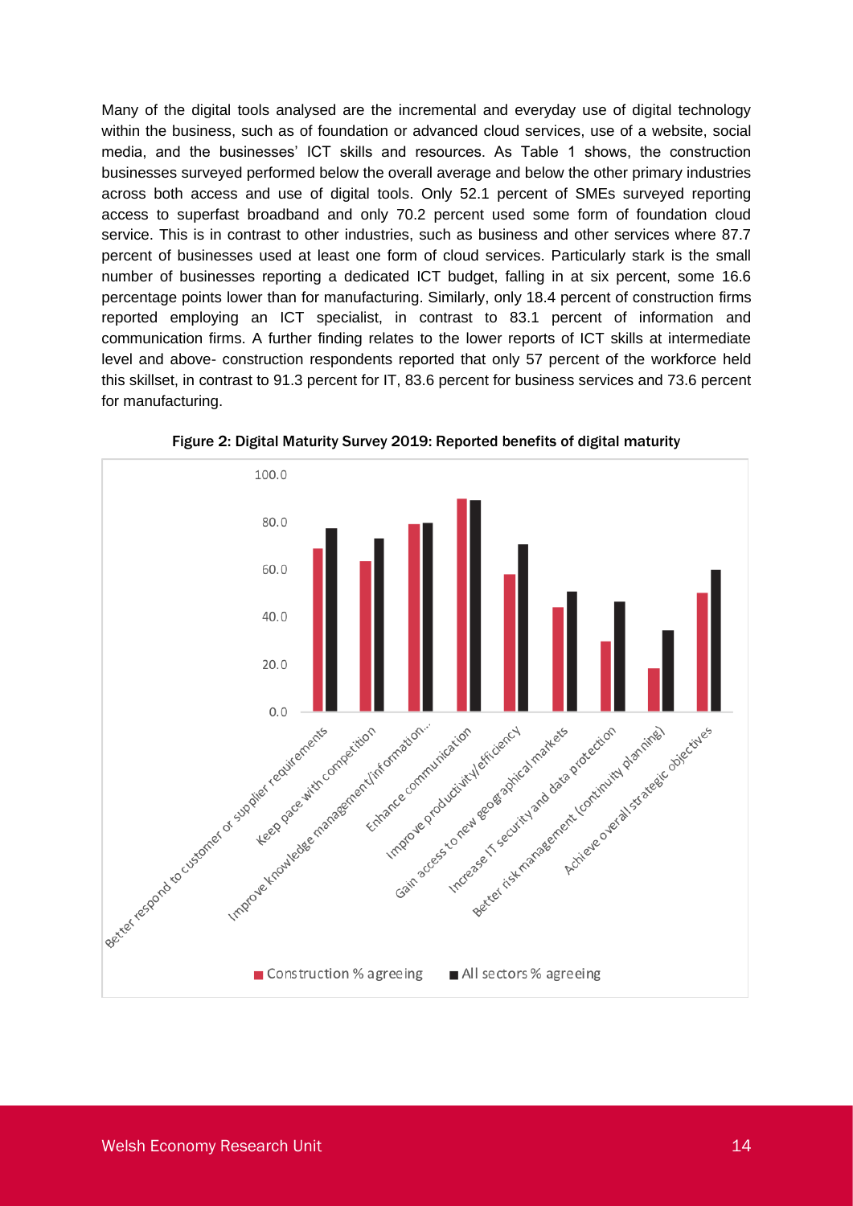Many of the digital tools analysed are the incremental and everyday use of digital technology within the business, such as of foundation or advanced cloud services, use of a website, social media, and the businesses' ICT skills and resources. As Table 1 shows, the construction businesses surveyed performed below the overall average and below the other primary industries across both access and use of digital tools. Only 52.1 percent of SMEs surveyed reporting access to superfast broadband and only 70.2 percent used some form of foundation cloud service. This is in contrast to other industries, such as business and other services where 87.7 percent of businesses used at least one form of cloud services. Particularly stark is the small number of businesses reporting a dedicated ICT budget, falling in at six percent, some 16.6 percentage points lower than for manufacturing. Similarly, only 18.4 percent of construction firms reported employing an ICT specialist, in contrast to 83.1 percent of information and communication firms. A further finding relates to the lower reports of ICT skills at intermediate level and above- construction respondents reported that only 57 percent of the workforce held this skillset, in contrast to 91.3 percent for IT, 83.6 percent for business services and 73.6 percent for manufacturing.

**Figure 2: Digital Maturity Survey 2019: Reported benefits of digital maturity**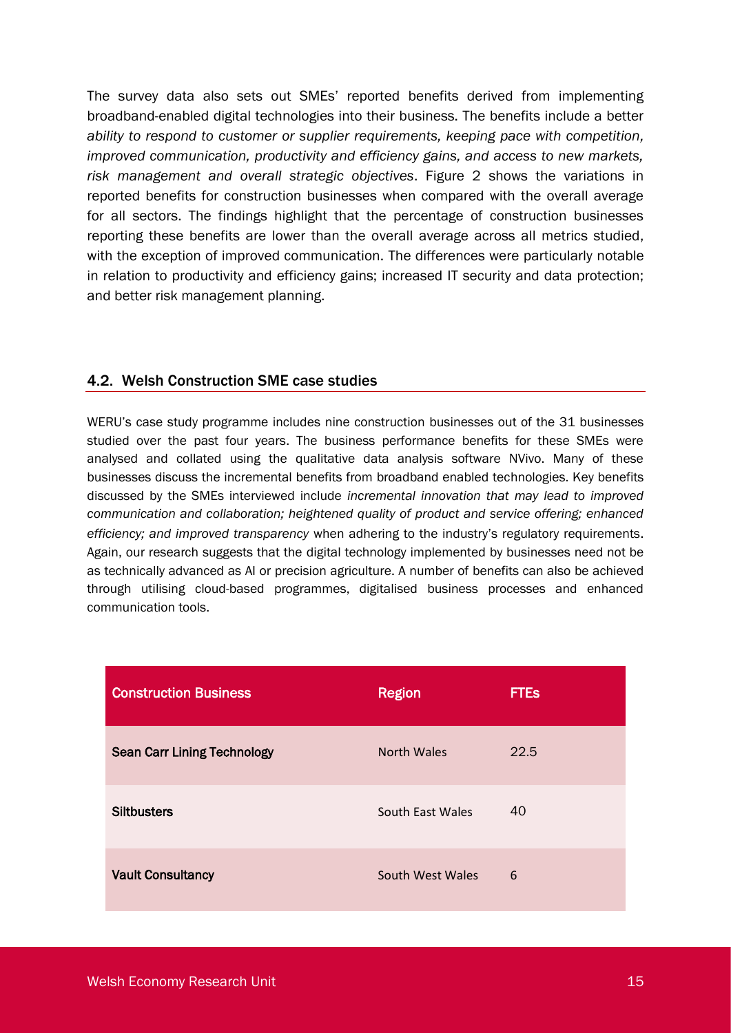The survey data also sets out SMEs' reported benefits derived from implementing broadband-enabled digital technologies into their business. The benefits include a better *ability to respond to customer or supplier requirements, keeping pace with competition, improved communication, productivity and efficiency gains, and access to new markets, risk management and overall strategic objectives*. Figure 2 shows the variations in reported benefits for construction businesses when compared with the overall average for all sectors. The findings highlight that the percentage of construction businesses reporting these benefits are lower than the overall average across all metrics studied, with the exception of improved communication. The differences were particularly notable in relation to productivity and efficiency gains; increased IT security and data protection; and better risk management planning.

## 4.2. Welsh Construction SME case studies

WERU's case study programme includes nine construction businesses out of the 31 businesses studied over the past four years. The business performance benefits for these SMEs were analysed and collated using the qualitative data analysis software NVivo. Many of these businesses discuss the incremental benefits from broadband enabled technologies. Key benefits discussed by the SMEs interviewed include *incremental innovation that may lead to improved communication and collaboration; heightened quality of product and service offering; enhanced efficiency; and improved transparency* when adhering to the industry's regulatory requirements. Again, our research suggests that the digital technology implemented by businesses need not be as technically advanced as AI or precision agriculture. A number of benefits can also be achieved through utilising cloud-based programmes, digitalised business processes and enhanced communication tools.

| Construction Business | Region | FTEs |
| --- | --- | --- |
| **Sean Carr Lining Technology** | North Wales | 22.5 |
| **Siltbusters** | South East Wales | 40 |
| **Vault Consultancy** | South West Wales | 6 |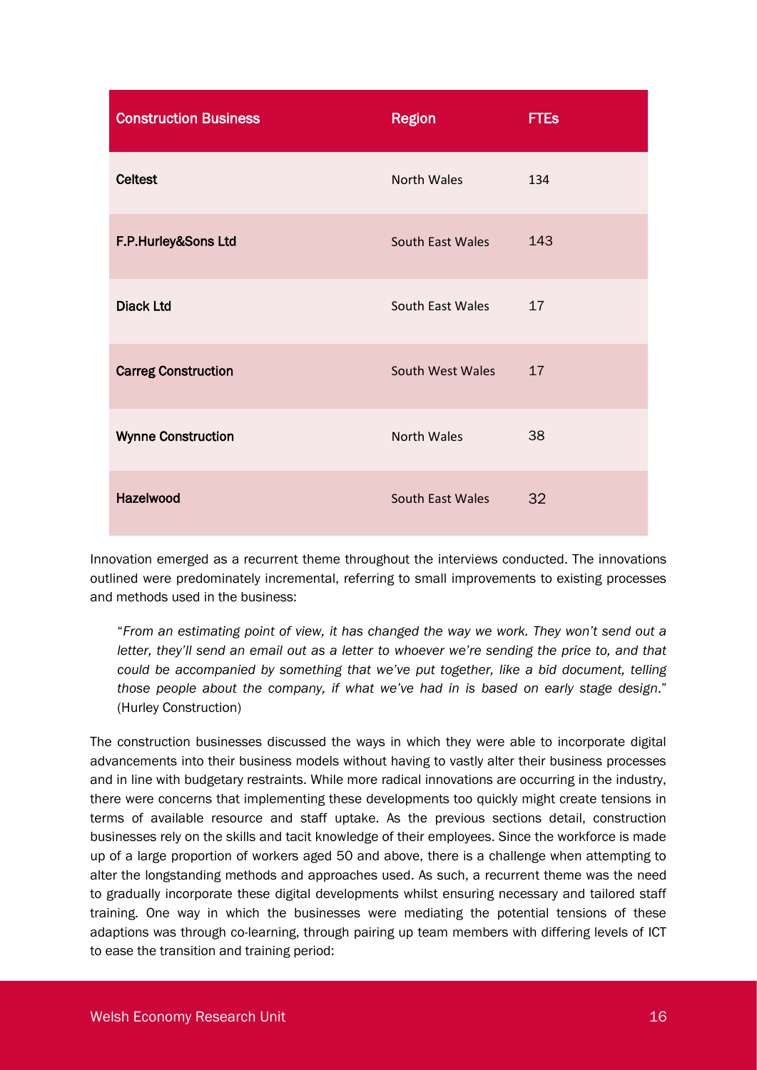| Construction Business | Region | FTEs |
|---|---|---|
| **Celtest** | North Wales | 134 |
| **F.P.Hurley&Sons Ltd** | South East Wales | 143 |
| **Diack Ltd** | South East Wales | 17 |
| **Carreg Construction** | South West Wales | 17 |
| **Wynne Construction** | North Wales | 38 |
| **Hazelwood** | South East Wales | 32 |

Innovation emerged as a recurrent theme throughout the interviews conducted. The innovations outlined were predominately incremental, referring to small improvements to existing processes and methods used in the business:

> "*From an estimating point of view, it has changed the way we work. They won't send out a letter, they'll send an email out as a letter to whoever we're sending the price to, and that could be accompanied by something that we've put together, like a bid document, telling those people about the company, if what we've had in is based on early stage design.*" (Hurley Construction)

The construction businesses discussed the ways in which they were able to incorporate digital advancements into their business models without having to vastly alter their business processes and in line with budgetary restraints. While more radical innovations are occurring in the industry, there were concerns that implementing these developments too quickly might create tensions in terms of available resource and staff uptake. As the previous sections detail, construction businesses rely on the skills and tacit knowledge of their employees. Since the workforce is made up of a large proportion of workers aged 50 and above, there is a challenge when attempting to alter the longstanding methods and approaches used. As such, a recurrent theme was the need to gradually incorporate these digital developments whilst ensuring necessary and tailored staff training. One way in which the businesses were mediating the potential tensions of these adaptions was through co-learning, through pairing up team members with differing levels of ICT to ease the transition and training period: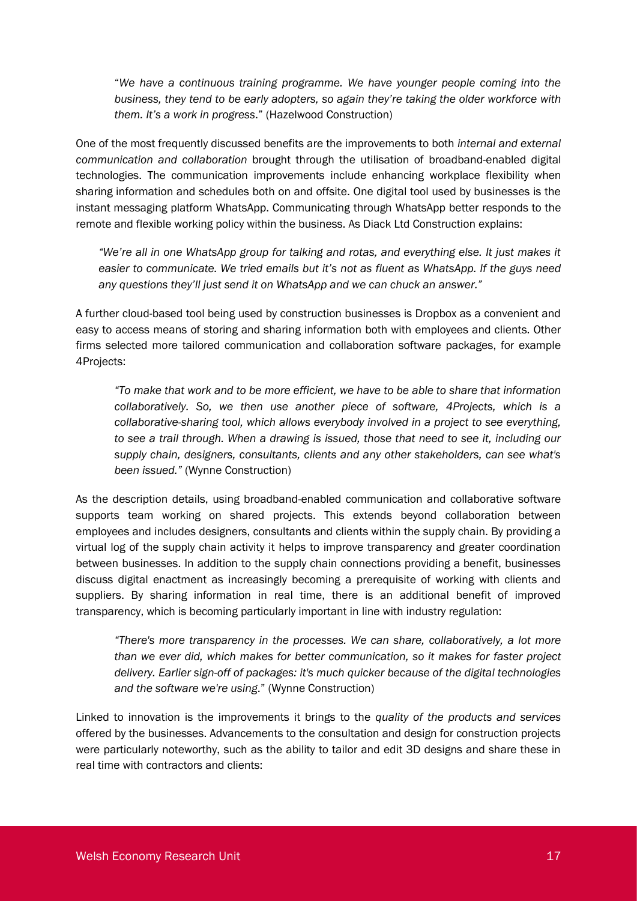"*We have a continuous training programme. We have younger people coming into the business, they tend to be early adopters, so again they're taking the older workforce with them. It's a work in progress*." (Hazelwood Construction)

One of the most frequently discussed benefits are the improvements to both *internal and external communication and collaboration* brought through the utilisation of broadband-enabled digital technologies. The communication improvements include enhancing workplace flexibility when sharing information and schedules both on and offsite. One digital tool used by businesses is the instant messaging platform WhatsApp. Communicating through WhatsApp better responds to the remote and flexible working policy within the business. As Diack Ltd Construction explains:

*"We're all in one WhatsApp group for talking and rotas, and everything else. It just makes it easier to communicate. We tried emails but it's not as fluent as WhatsApp. If the guys need any questions they'll just send it on WhatsApp and we can chuck an answer."*

A further cloud-based tool being used by construction businesses is Dropbox as a convenient and easy to access means of storing and sharing information both with employees and clients. Other firms selected more tailored communication and collaboration software packages, for example 4Projects:

*"To make that work and to be more efficient, we have to be able to share that information collaboratively. So, we then use another piece of software, 4Projects, which is a collaborative-sharing tool, which allows everybody involved in a project to see everything, to see a trail through. When a drawing is issued, those that need to see it, including our supply chain, designers, consultants, clients and any other stakeholders, can see what's been issued."* (Wynne Construction)

As the description details, using broadband-enabled communication and collaborative software supports team working on shared projects. This extends beyond collaboration between employees and includes designers, consultants and clients within the supply chain. By providing a virtual log of the supply chain activity it helps to improve transparency and greater coordination between businesses. In addition to the supply chain connections providing a benefit, businesses discuss digital enactment as increasingly becoming a prerequisite of working with clients and suppliers. By sharing information in real time, there is an additional benefit of improved transparency, which is becoming particularly important in line with industry regulation:

*"There's more transparency in the processes. We can share, collaboratively, a lot more than we ever did, which makes for better communication, so it makes for faster project delivery. Earlier sign-off of packages: it's much quicker because of the digital technologies and the software we're using*." (Wynne Construction)

Linked to innovation is the improvements it brings to the *quality of the products and services* offered by the businesses. Advancements to the consultation and design for construction projects were particularly noteworthy, such as the ability to tailor and edit 3D designs and share these in real time with contractors and clients: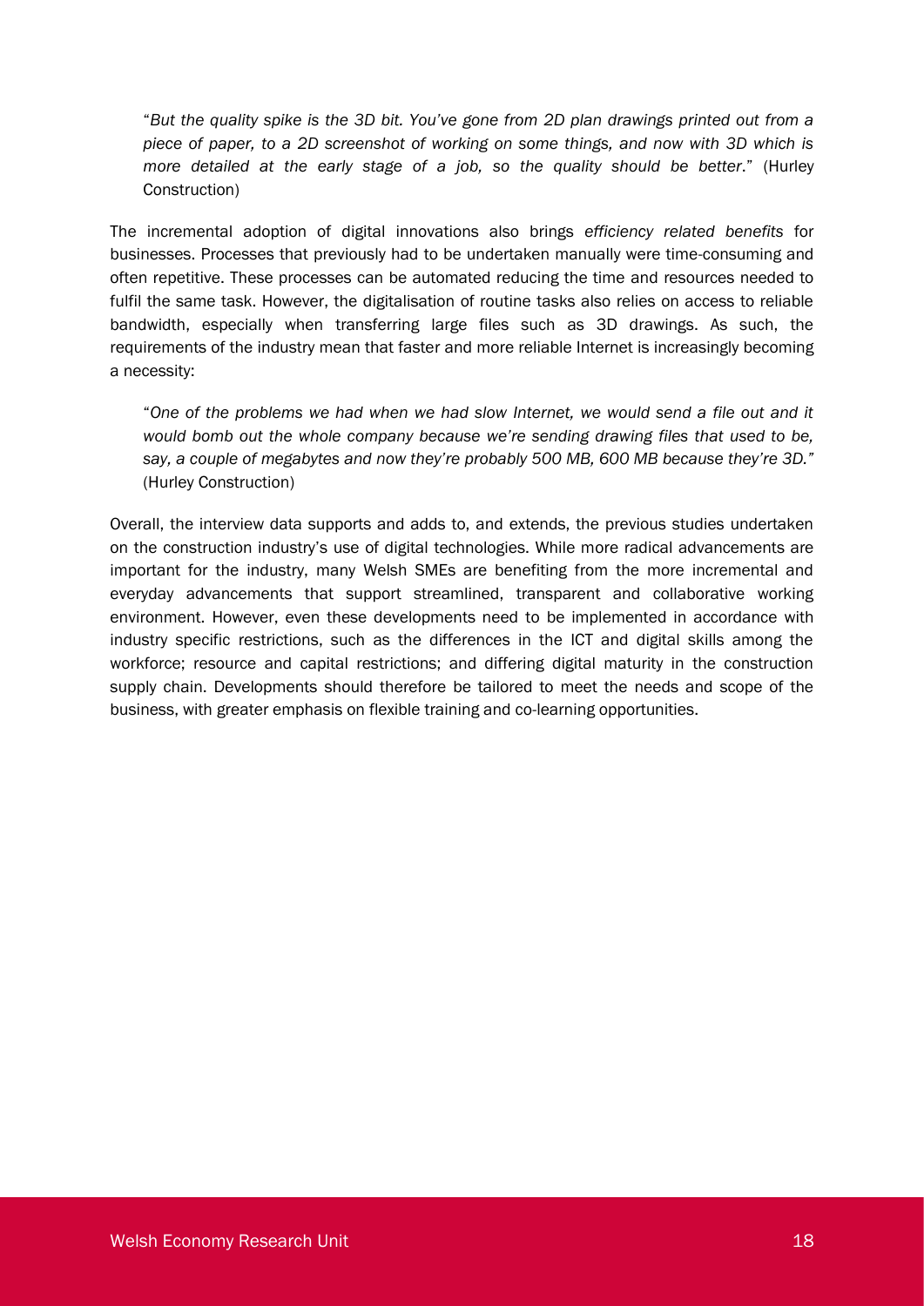"*But the quality spike is the 3D bit. You've gone from 2D plan drawings printed out from a piece of paper, to a 2D screenshot of working on some things, and now with 3D which is more detailed at the early stage of a job, so the quality should be better*." (Hurley Construction)

The incremental adoption of digital innovations also brings *efficiency related benefits* for businesses. Processes that previously had to be undertaken manually were time-consuming and often repetitive. These processes can be automated reducing the time and resources needed to fulfil the same task. However, the digitalisation of routine tasks also relies on access to reliable bandwidth, especially when transferring large files such as 3D drawings. As such, the requirements of the industry mean that faster and more reliable Internet is increasingly becoming a necessity:

"*One of the problems we had when we had slow Internet, we would send a file out and it would bomb out the whole company because we're sending drawing files that used to be, say, a couple of megabytes and now they're probably 500 MB, 600 MB because they're 3D.*" (Hurley Construction)

Overall, the interview data supports and adds to, and extends, the previous studies undertaken on the construction industry's use of digital technologies. While more radical advancements are important for the industry, many Welsh SMEs are benefiting from the more incremental and everyday advancements that support streamlined, transparent and collaborative working environment. However, even these developments need to be implemented in accordance with industry specific restrictions, such as the differences in the ICT and digital skills among the workforce; resource and capital restrictions; and differing digital maturity in the construction supply chain. Developments should therefore be tailored to meet the needs and scope of the business, with greater emphasis on flexible training and co-learning opportunities.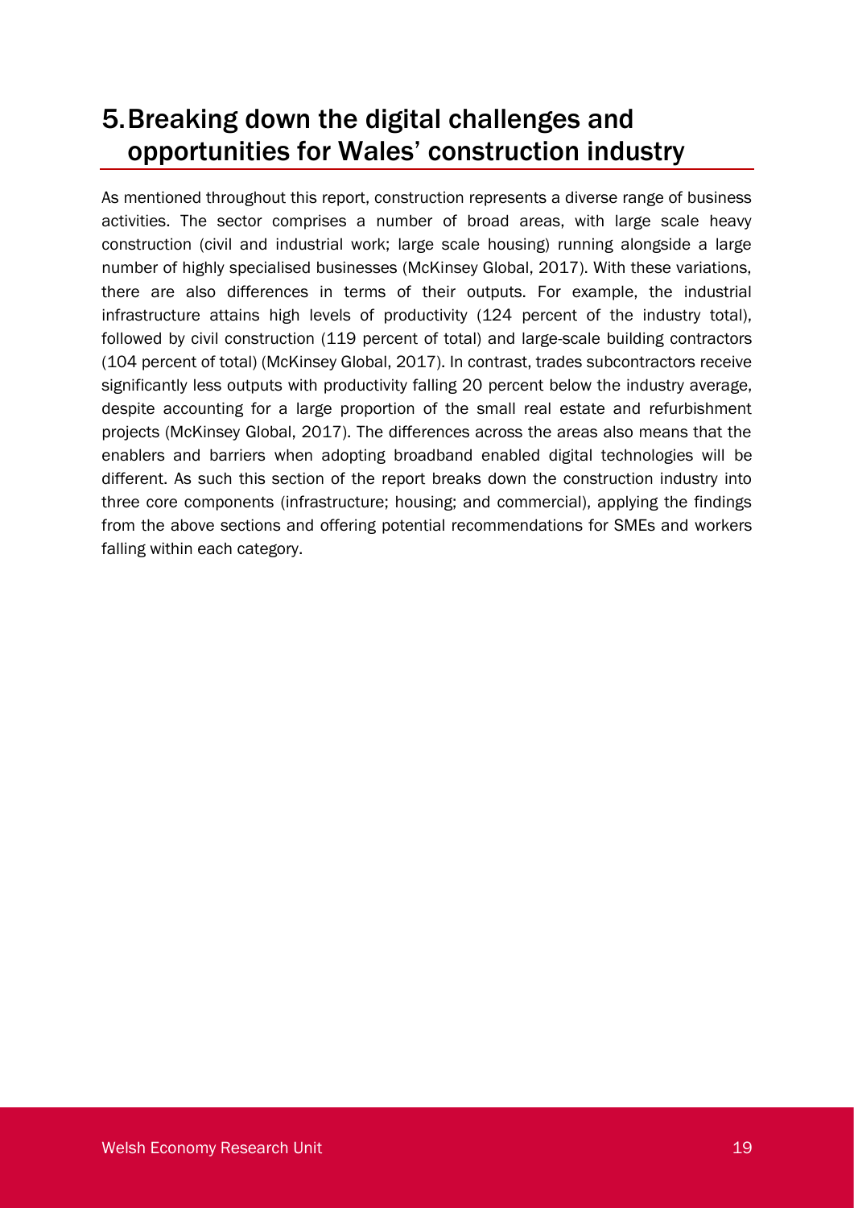# 5. Breaking down the digital challenges and opportunities for Wales' construction industry

As mentioned throughout this report, construction represents a diverse range of business activities. The sector comprises a number of broad areas, with large scale heavy construction (civil and industrial work; large scale housing) running alongside a large number of highly specialised businesses (McKinsey Global, 2017). With these variations, there are also differences in terms of their outputs. For example, the industrial infrastructure attains high levels of productivity (124 percent of the industry total), followed by civil construction (119 percent of total) and large-scale building contractors (104 percent of total) (McKinsey Global, 2017). In contrast, trades subcontractors receive significantly less outputs with productivity falling 20 percent below the industry average, despite accounting for a large proportion of the small real estate and refurbishment projects (McKinsey Global, 2017). The differences across the areas also means that the enablers and barriers when adopting broadband enabled digital technologies will be different. As such this section of the report breaks down the construction industry into three core components (infrastructure; housing; and commercial), applying the findings from the above sections and offering potential recommendations for SMEs and workers falling within each category.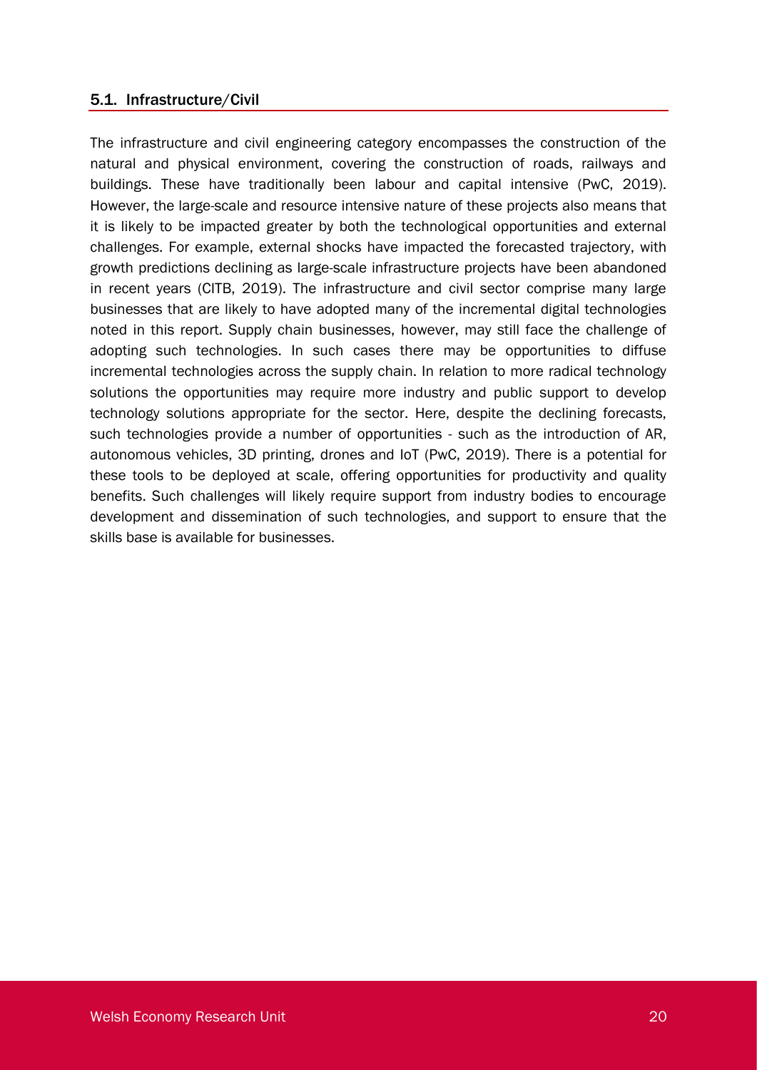## 5.1. Infrastructure/Civil

The infrastructure and civil engineering category encompasses the construction of the natural and physical environment, covering the construction of roads, railways and buildings. These have traditionally been labour and capital intensive (PwC, 2019). However, the large-scale and resource intensive nature of these projects also means that it is likely to be impacted greater by both the technological opportunities and external challenges. For example, external shocks have impacted the forecasted trajectory, with growth predictions declining as large-scale infrastructure projects have been abandoned in recent years (CITB, 2019). The infrastructure and civil sector comprise many large businesses that are likely to have adopted many of the incremental digital technologies noted in this report. Supply chain businesses, however, may still face the challenge of adopting such technologies. In such cases there may be opportunities to diffuse incremental technologies across the supply chain. In relation to more radical technology solutions the opportunities may require more industry and public support to develop technology solutions appropriate for the sector. Here, despite the declining forecasts, such technologies provide a number of opportunities - such as the introduction of AR, autonomous vehicles, 3D printing, drones and IoT (PwC, 2019). There is a potential for these tools to be deployed at scale, offering opportunities for productivity and quality benefits. Such challenges will likely require support from industry bodies to encourage development and dissemination of such technologies, and support to ensure that the skills base is available for businesses.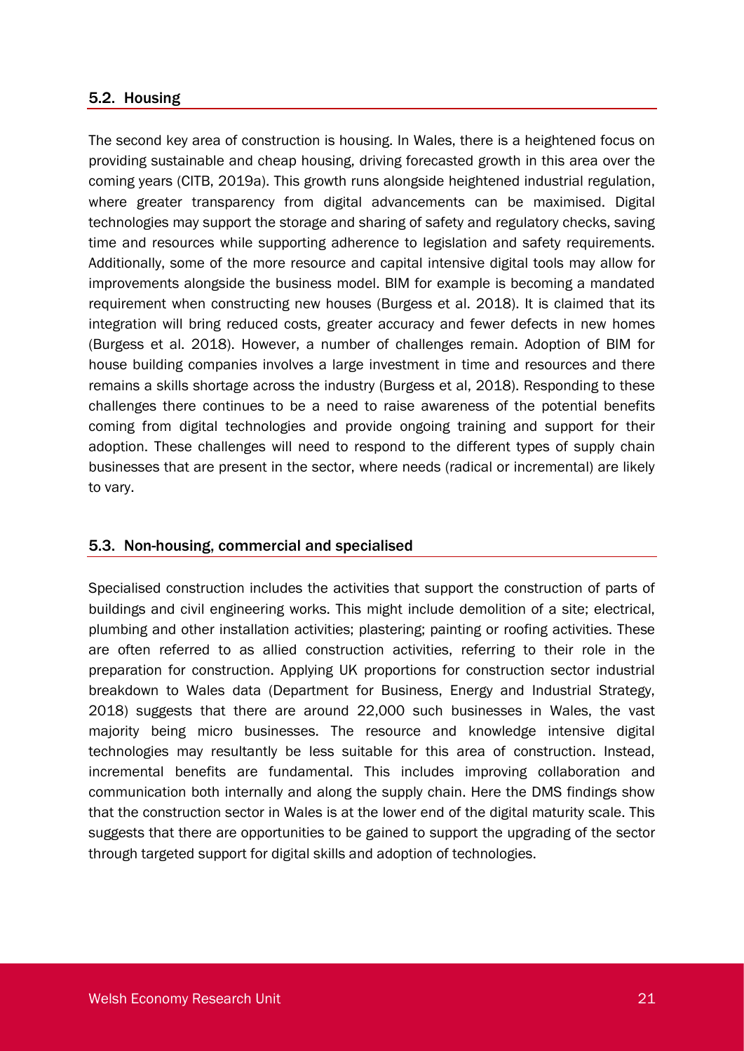## 5.2. Housing

The second key area of construction is housing. In Wales, there is a heightened focus on providing sustainable and cheap housing, driving forecasted growth in this area over the coming years (CITB, 2019a). This growth runs alongside heightened industrial regulation, where greater transparency from digital advancements can be maximised. Digital technologies may support the storage and sharing of safety and regulatory checks, saving time and resources while supporting adherence to legislation and safety requirements. Additionally, some of the more resource and capital intensive digital tools may allow for improvements alongside the business model. BIM for example is becoming a mandated requirement when constructing new houses (Burgess et al. 2018). It is claimed that its integration will bring reduced costs, greater accuracy and fewer defects in new homes (Burgess et al. 2018). However, a number of challenges remain. Adoption of BIM for house building companies involves a large investment in time and resources and there remains a skills shortage across the industry (Burgess et al, 2018). Responding to these challenges there continues to be a need to raise awareness of the potential benefits coming from digital technologies and provide ongoing training and support for their adoption. These challenges will need to respond to the different types of supply chain businesses that are present in the sector, where needs (radical or incremental) are likely to vary.

## 5.3. Non-housing, commercial and specialised

Specialised construction includes the activities that support the construction of parts of buildings and civil engineering works. This might include demolition of a site; electrical, plumbing and other installation activities; plastering; painting or roofing activities. These are often referred to as allied construction activities, referring to their role in the preparation for construction. Applying UK proportions for construction sector industrial breakdown to Wales data (Department for Business, Energy and Industrial Strategy, 2018) suggests that there are around 22,000 such businesses in Wales, the vast majority being micro businesses. The resource and knowledge intensive digital technologies may resultantly be less suitable for this area of construction. Instead, incremental benefits are fundamental. This includes improving collaboration and communication both internally and along the supply chain. Here the DMS findings show that the construction sector in Wales is at the lower end of the digital maturity scale. This suggests that there are opportunities to be gained to support the upgrading of the sector through targeted support for digital skills and adoption of technologies.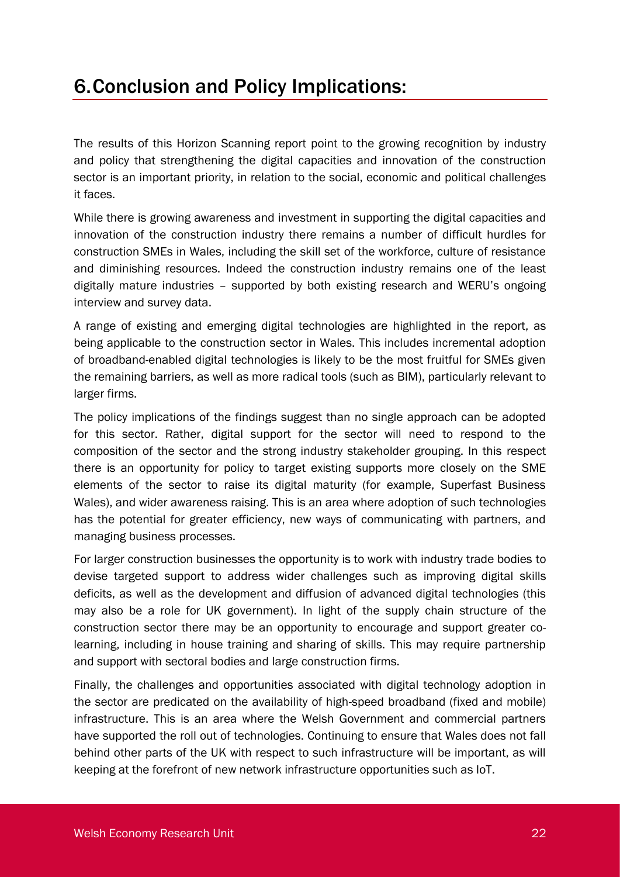# 6. Conclusion and Policy Implications:

The results of this Horizon Scanning report point to the growing recognition by industry and policy that strengthening the digital capacities and innovation of the construction sector is an important priority, in relation to the social, economic and political challenges it faces.

While there is growing awareness and investment in supporting the digital capacities and innovation of the construction industry there remains a number of difficult hurdles for construction SMEs in Wales, including the skill set of the workforce, culture of resistance and diminishing resources. Indeed the construction industry remains one of the least digitally mature industries – supported by both existing research and WERU's ongoing interview and survey data.

A range of existing and emerging digital technologies are highlighted in the report, as being applicable to the construction sector in Wales. This includes incremental adoption of broadband-enabled digital technologies is likely to be the most fruitful for SMEs given the remaining barriers, as well as more radical tools (such as BIM), particularly relevant to larger firms.

The policy implications of the findings suggest than no single approach can be adopted for this sector. Rather, digital support for the sector will need to respond to the composition of the sector and the strong industry stakeholder grouping. In this respect there is an opportunity for policy to target existing supports more closely on the SME elements of the sector to raise its digital maturity (for example, Superfast Business Wales), and wider awareness raising. This is an area where adoption of such technologies has the potential for greater efficiency, new ways of communicating with partners, and managing business processes.

For larger construction businesses the opportunity is to work with industry trade bodies to devise targeted support to address wider challenges such as improving digital skills deficits, as well as the development and diffusion of advanced digital technologies (this may also be a role for UK government). In light of the supply chain structure of the construction sector there may be an opportunity to encourage and support greater co-learning, including in house training and sharing of skills. This may require partnership and support with sectoral bodies and large construction firms.

Finally, the challenges and opportunities associated with digital technology adoption in the sector are predicated on the availability of high-speed broadband (fixed and mobile) infrastructure. This is an area where the Welsh Government and commercial partners have supported the roll out of technologies. Continuing to ensure that Wales does not fall behind other parts of the UK with respect to such infrastructure will be important, as will keeping at the forefront of new network infrastructure opportunities such as IoT.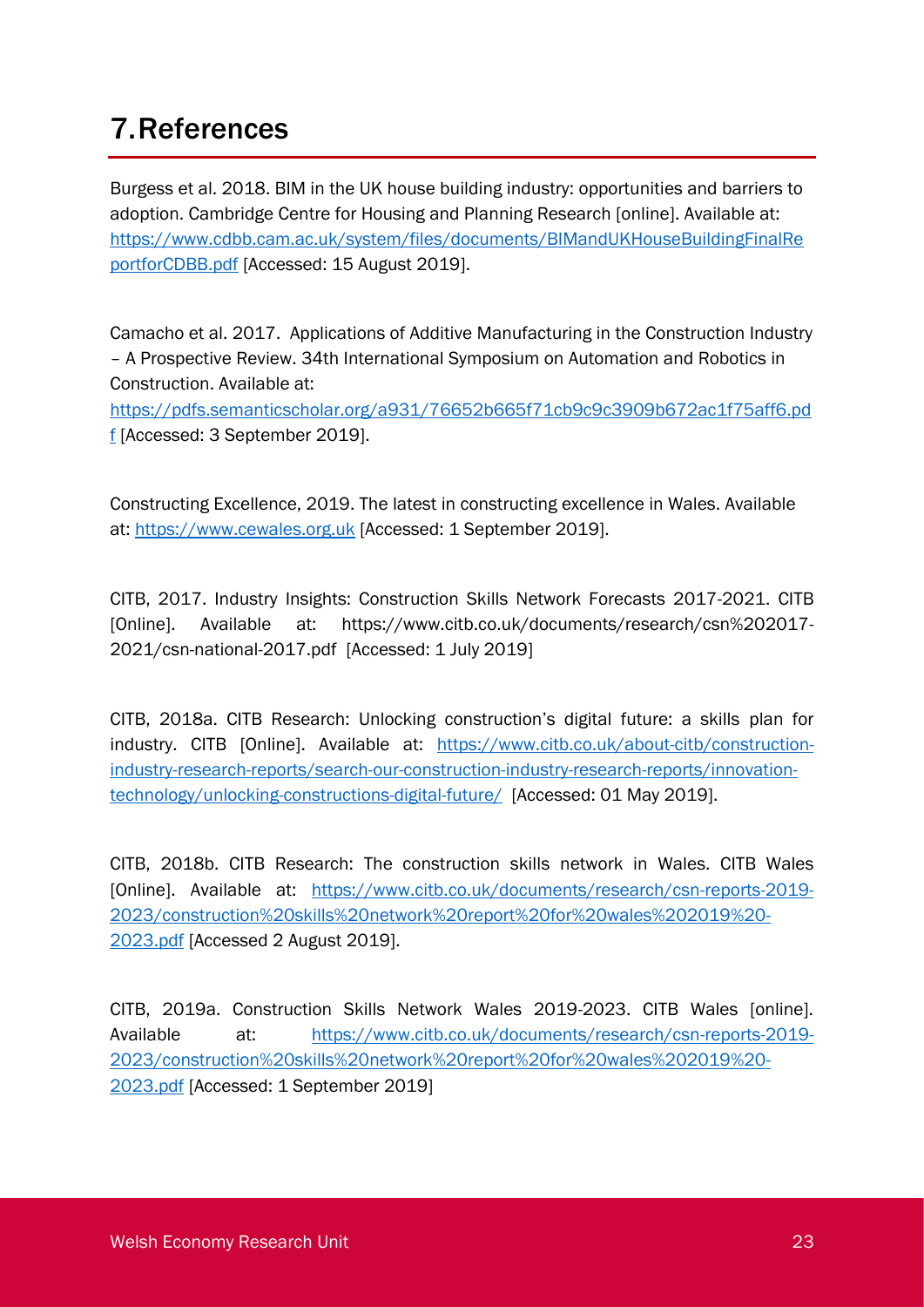# 7. References

Burgess et al. 2018. BIM in the UK house building industry: opportunities and barriers to adoption. Cambridge Centre for Housing and Planning Research [online]. Available at: https://www.cdbb.cam.ac.uk/system/files/documents/BIMandUKHouseBuildingFinalReportforCDBB.pdf [Accessed: 15 August 2019].

Camacho et al. 2017. Applications of Additive Manufacturing in the Construction Industry – A Prospective Review. 34th International Symposium on Automation and Robotics in Construction. Available at: https://pdfs.semanticscholar.org/a931/76652b665f71cb9c9c3909b672ac1f75aff6.pdf [Accessed: 3 September 2019].

Constructing Excellence, 2019. The latest in constructing excellence in Wales. Available at: https://www.cewales.org.uk [Accessed: 1 September 2019].

CITB, 2017. Industry Insights: Construction Skills Network Forecasts 2017-2021. CITB [Online]. Available at: https://www.citb.co.uk/documents/research/csn%202017-2021/csn-national-2017.pdf [Accessed: 1 July 2019]

CITB, 2018a. CITB Research: Unlocking construction's digital future: a skills plan for industry. CITB [Online]. Available at: https://www.citb.co.uk/about-citb/construction-industry-research-reports/search-our-construction-industry-research-reports/innovation-technology/unlocking-constructions-digital-future/ [Accessed: 01 May 2019].

CITB, 2018b. CITB Research: The construction skills network in Wales. CITB Wales [Online]. Available at: https://www.citb.co.uk/documents/research/csn-reports-2019-2023/construction%20skills%20network%20report%20for%20wales%202019%20-2023.pdf [Accessed 2 August 2019].

CITB, 2019a. Construction Skills Network Wales 2019-2023. CITB Wales [online]. Available at: https://www.citb.co.uk/documents/research/csn-reports-2019-2023/construction%20skills%20network%20report%20for%20wales%202019%20-2023.pdf [Accessed: 1 September 2019]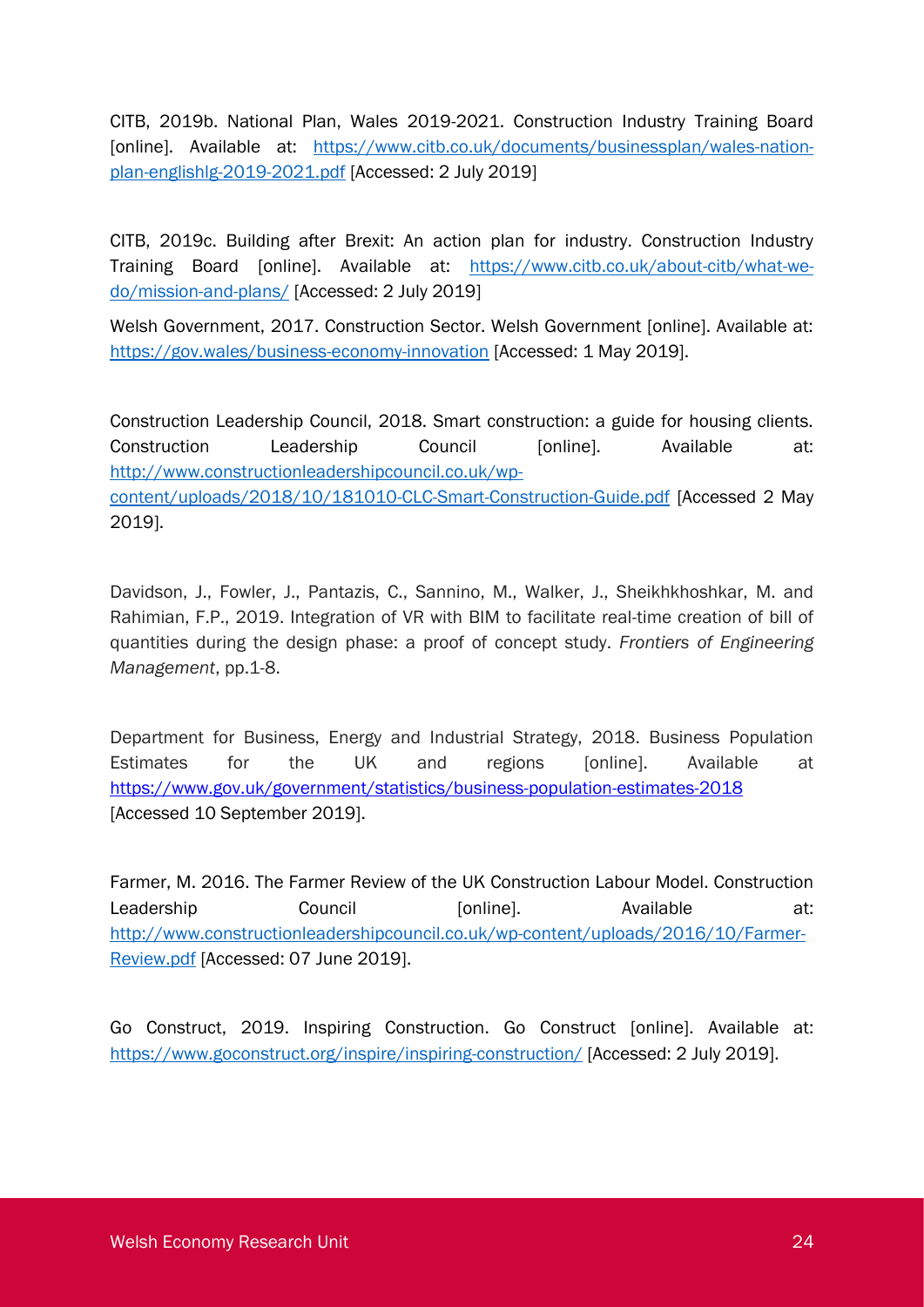CITB, 2019b. National Plan, Wales 2019-2021. Construction Industry Training Board [online]. Available at: https://www.citb.co.uk/documents/businessplan/wales-nation-plan-englishlg-2019-2021.pdf [Accessed: 2 July 2019]

CITB, 2019c. Building after Brexit: An action plan for industry. Construction Industry Training Board [online]. Available at: https://www.citb.co.uk/about-citb/what-we-do/mission-and-plans/ [Accessed: 2 July 2019]

Welsh Government, 2017. Construction Sector. Welsh Government [online]. Available at: https://gov.wales/business-economy-innovation [Accessed: 1 May 2019].

Construction Leadership Council, 2018. Smart construction: a guide for housing clients. Construction Leadership Council [online]. Available at: http://www.constructionleadershipcouncil.co.uk/wp-content/uploads/2018/10/181010-CLC-Smart-Construction-Guide.pdf [Accessed 2 May 2019].

Davidson, J., Fowler, J., Pantazis, C., Sannino, M., Walker, J., Sheikhkhoshkar, M. and Rahimian, F.P., 2019. Integration of VR with BIM to facilitate real-time creation of bill of quantities during the design phase: a proof of concept study. *Frontiers of Engineering Management*, pp.1-8.

Department for Business, Energy and Industrial Strategy, 2018. Business Population Estimates for the UK and regions [online]. Available at https://www.gov.uk/government/statistics/business-population-estimates-2018 [Accessed 10 September 2019].

Farmer, M. 2016. The Farmer Review of the UK Construction Labour Model. Construction Leadership Council [online]. Available at: http://www.constructionleadershipcouncil.co.uk/wp-content/uploads/2016/10/Farmer-Review.pdf [Accessed: 07 June 2019].

Go Construct, 2019. Inspiring Construction. Go Construct [online]. Available at: https://www.goconstruct.org/inspire/inspiring-construction/ [Accessed: 2 July 2019].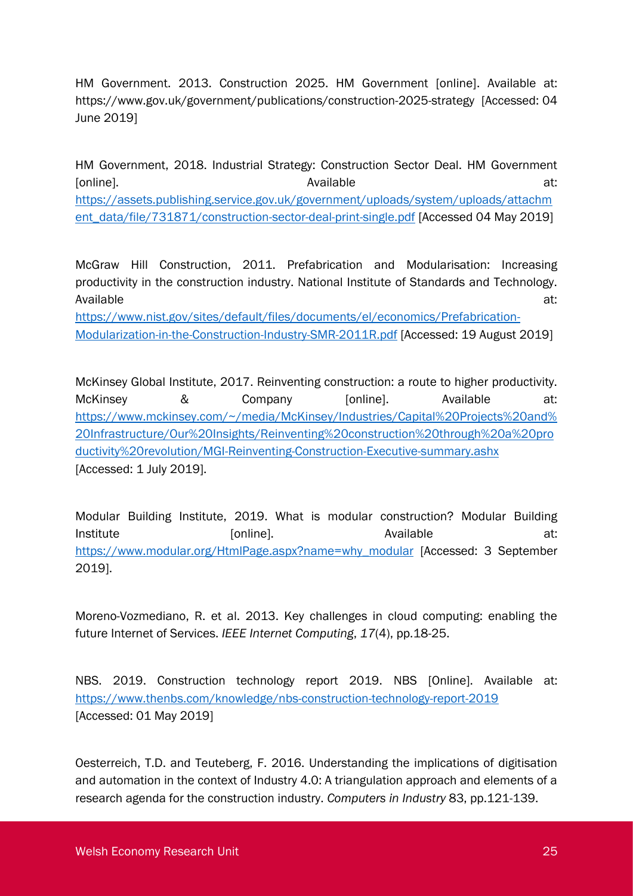HM Government. 2013. Construction 2025. HM Government [online]. Available at: https://www.gov.uk/government/publications/construction-2025-strategy [Accessed: 04 June 2019]

HM Government, 2018. Industrial Strategy: Construction Sector Deal. HM Government [online]. Available at: https://assets.publishing.service.gov.uk/government/uploads/system/uploads/attachment_data/file/731871/construction-sector-deal-print-single.pdf [Accessed 04 May 2019]

McGraw Hill Construction, 2011. Prefabrication and Modularisation: Increasing productivity in the construction industry. National Institute of Standards and Technology. Available at: https://www.nist.gov/sites/default/files/documents/el/economics/Prefabrication-Modularization-in-the-Construction-Industry-SMR-2011R.pdf [Accessed: 19 August 2019]

McKinsey Global Institute, 2017. Reinventing construction: a route to higher productivity. McKinsey & Company [online]. Available at: https://www.mckinsey.com/~/media/McKinsey/Industries/Capital%20Projects%20and%20Infrastructure/Our%20Insights/Reinventing%20construction%20through%20a%20productivity%20revolution/MGI-Reinventing-Construction-Executive-summary.ashx [Accessed: 1 July 2019].

Modular Building Institute, 2019. What is modular construction? Modular Building Institute [online]. Available at: https://www.modular.org/HtmlPage.aspx?name=why_modular [Accessed: 3 September 2019].

Moreno-Vozmediano, R. et al. 2013. Key challenges in cloud computing: enabling the future Internet of Services. *IEEE Internet Computing*, *17*(4), pp.18-25.

NBS. 2019. Construction technology report 2019. NBS [Online]. Available at: https://www.thenbs.com/knowledge/nbs-construction-technology-report-2019 [Accessed: 01 May 2019]

Oesterreich, T.D. and Teuteberg, F. 2016. Understanding the implications of digitisation and automation in the context of Industry 4.0: A triangulation approach and elements of a research agenda for the construction industry. *Computers in Industry* 83, pp.121-139.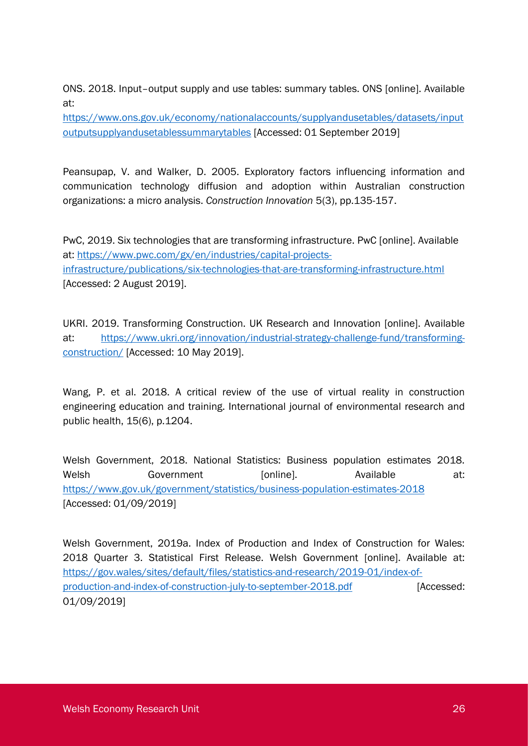ONS. 2018. Input–output supply and use tables: summary tables. ONS [online]. Available at: [https://www.ons.gov.uk/economy/nationalaccounts/supplyandusetables/datasets/inputoutputsupplyandusetablessummarytables](https://www.ons.gov.uk/economy/nationalaccounts/supplyandusetables/datasets/inputoutputsupplyandusetablessummarytables) [Accessed: 01 September 2019]

Peansupap, V. and Walker, D. 2005. Exploratory factors influencing information and communication technology diffusion and adoption within Australian construction organizations: a micro analysis. *Construction Innovation* 5(3), pp.135-157.

PwC, 2019. Six technologies that are transforming infrastructure. PwC [online]. Available at: [https://www.pwc.com/gx/en/industries/capital-projects-infrastructure/publications/six-technologies-that-are-transforming-infrastructure.html](https://www.pwc.com/gx/en/industries/capital-projects-infrastructure/publications/six-technologies-that-are-transforming-infrastructure.html) [Accessed: 2 August 2019].

UKRI. 2019. Transforming Construction. UK Research and Innovation [online]. Available at: [https://www.ukri.org/innovation/industrial-strategy-challenge-fund/transforming-construction/](https://www.ukri.org/innovation/industrial-strategy-challenge-fund/transforming-construction/) [Accessed: 10 May 2019].

Wang, P. et al. 2018. A critical review of the use of virtual reality in construction engineering education and training. International journal of environmental research and public health, 15(6), p.1204.

Welsh Government, 2018. National Statistics: Business population estimates 2018. Welsh Government [online]. Available at: [https://www.gov.uk/government/statistics/business-population-estimates-2018](https://www.gov.uk/government/statistics/business-population-estimates-2018) [Accessed: 01/09/2019]

Welsh Government, 2019a. Index of Production and Index of Construction for Wales: 2018 Quarter 3. Statistical First Release. Welsh Government [online]. Available at: [https://gov.wales/sites/default/files/statistics-and-research/2019-01/index-of-production-and-index-of-construction-july-to-september-2018.pdf](https://gov.wales/sites/default/files/statistics-and-research/2019-01/index-of-production-and-index-of-construction-july-to-september-2018.pdf) [Accessed: 01/09/2019]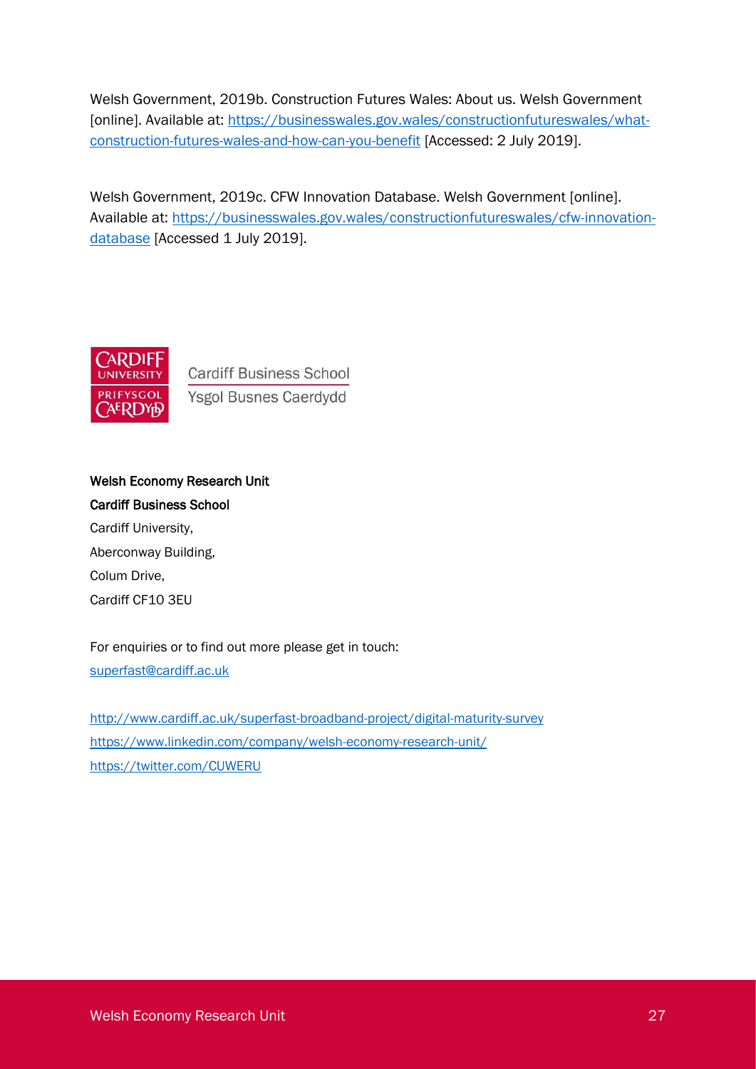Welsh Government, 2019b. Construction Futures Wales: About us. Welsh Government [online]. Available at: https://businesswales.gov.wales/constructionfutureswales/what-construction-futures-wales-and-how-can-you-benefit [Accessed: 2 July 2019].

Welsh Government, 2019c. CFW Innovation Database. Welsh Government [online]. Available at: https://businesswales.gov.wales/constructionfutureswales/cfw-innovation-database [Accessed 1 July 2019].

Cardiff Business School
Ysgol Busnes Caerdydd

**Welsh Economy Research Unit**
**Cardiff Business School**
Cardiff University,
Aberconway Building,
Colum Drive,
Cardiff CF10 3EU

For enquiries or to find out more please get in touch:
superfast@cardiff.ac.uk

http://www.cardiff.ac.uk/superfast-broadband-project/digital-maturity-survey
https://www.linkedin.com/company/welsh-economy-research-unit/
https://twitter.com/CUWERU